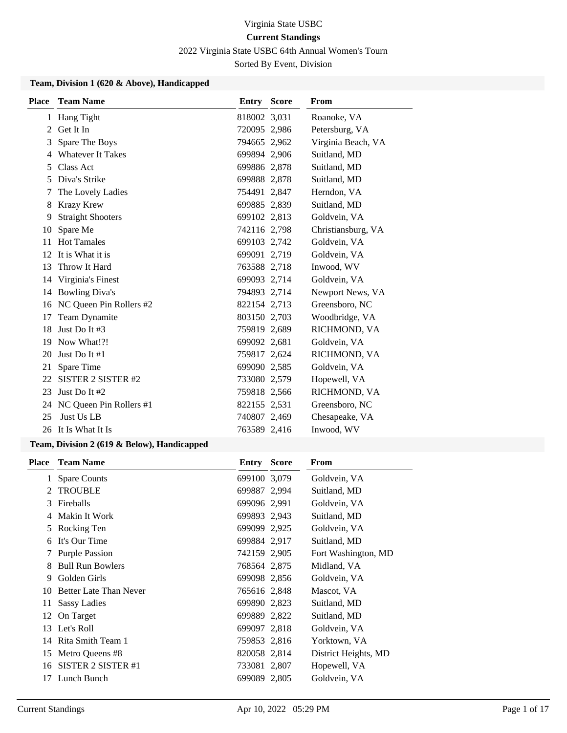# Virginia State USBC

## Current Standings

2022 Virginia State USBC 64th Annual Women's Tourn

Sorted By Event, Division

### Team, Division 1 (620 & Above), Handicapped

| Place | Team Name | Entry | Score | From |
|---|---|---|---|---|
| 1 | Hang Tight | 818002 | 3,031 | Roanoke, VA |
| 2 | Get It In | 720095 | 2,986 | Petersburg, VA |
| 3 | Spare The Boys | 794665 | 2,962 | Virginia Beach, VA |
| 4 | Whatever It Takes | 699894 | 2,906 | Suitland, MD |
| 5 | Class Act | 699886 | 2,878 | Suitland, MD |
| 5 | Diva's Strike | 699888 | 2,878 | Suitland, MD |
| 7 | The Lovely Ladies | 754491 | 2,847 | Herndon, VA |
| 8 | Krazy Krew | 699885 | 2,839 | Suitland, MD |
| 9 | Straight Shooters | 699102 | 2,813 | Goldvein, VA |
| 10 | Spare Me | 742116 | 2,798 | Christiansburg, VA |
| 11 | Hot Tamales | 699103 | 2,742 | Goldvein, VA |
| 12 | It is What it is | 699091 | 2,719 | Goldvein, VA |
| 13 | Throw It Hard | 763588 | 2,718 | Inwood, WV |
| 14 | Virginia's Finest | 699093 | 2,714 | Goldvein, VA |
| 14 | Bowling Diva's | 794893 | 2,714 | Newport News, VA |
| 16 | NC Queen Pin Rollers #2 | 822154 | 2,713 | Greensboro, NC |
| 17 | Team Dynamite | 803150 | 2,703 | Woodbridge, VA |
| 18 | Just Do It #3 | 759819 | 2,689 | RICHMOND, VA |
| 19 | Now What!?! | 699092 | 2,681 | Goldvein, VA |
| 20 | Just Do It #1 | 759817 | 2,624 | RICHMOND, VA |
| 21 | Spare Time | 699090 | 2,585 | Goldvein, VA |
| 22 | SISTER 2 SISTER #2 | 733080 | 2,579 | Hopewell, VA |
| 23 | Just Do It #2 | 759818 | 2,566 | RICHMOND, VA |
| 24 | NC Queen Pin Rollers #1 | 822155 | 2,531 | Greensboro, NC |
| 25 | Just Us LB | 740807 | 2,469 | Chesapeake, VA |
| 26 | It Is What It Is | 763589 | 2,416 | Inwood, WV |

### Team, Division 2 (619 & Below), Handicapped

| Place | Team Name | Entry | Score | From |
|---|---|---|---|---|
| 1 | Spare Counts | 699100 | 3,079 | Goldvein, VA |
| 2 | TROUBLE | 699887 | 2,994 | Suitland, MD |
| 3 | Fireballs | 699096 | 2,991 | Goldvein, VA |
| 4 | Makin It Work | 699893 | 2,943 | Suitland, MD |
| 5 | Rocking Ten | 699099 | 2,925 | Goldvein, VA |
| 6 | It's Our Time | 699884 | 2,917 | Suitland, MD |
| 7 | Purple Passion | 742159 | 2,905 | Fort Washington, MD |
| 8 | Bull Run Bowlers | 768564 | 2,875 | Midland, VA |
| 9 | Golden Girls | 699098 | 2,856 | Goldvein, VA |
| 10 | Better Late Than Never | 765616 | 2,848 | Mascot, VA |
| 11 | Sassy Ladies | 699890 | 2,823 | Suitland, MD |
| 12 | On Target | 699889 | 2,822 | Suitland, MD |
| 13 | Let's Roll | 699097 | 2,818 | Goldvein, VA |
| 14 | Rita Smith Team 1 | 759853 | 2,816 | Yorktown, VA |
| 15 | Metro Queens #8 | 820058 | 2,814 | District Heights, MD |
| 16 | SISTER 2 SISTER #1 | 733081 | 2,807 | Hopewell, VA |
| 17 | Lunch Bunch | 699089 | 2,805 | Goldvein, VA |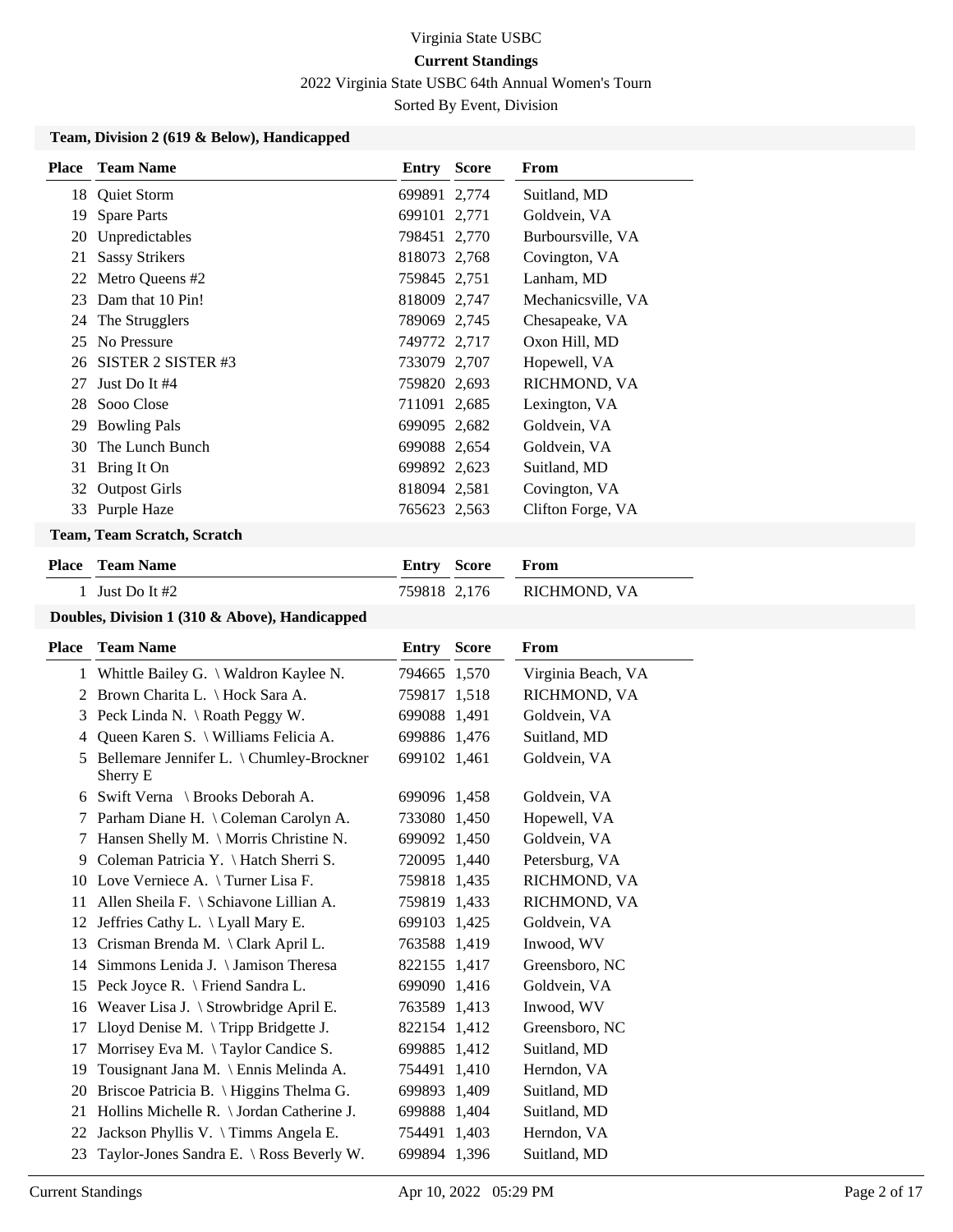Virginia State USBC

**Current Standings**

2022 Virginia State USBC 64th Annual Women's Tourn

Sorted By Event, Division

### Team, Division 2 (619 & Below), Handicapped

| Place | Team Name | Entry | Score | From |
|---|---|---|---|---|
| 18 | Quiet Storm | 699891 | 2,774 | Suitland, MD |
| 19 | Spare Parts | 699101 | 2,771 | Goldvein, VA |
| 20 | Unpredictables | 798451 | 2,770 | Burboursville, VA |
| 21 | Sassy Strikers | 818073 | 2,768 | Covington, VA |
| 22 | Metro Queens #2 | 759845 | 2,751 | Lanham, MD |
| 23 | Dam that 10 Pin! | 818009 | 2,747 | Mechanicsville, VA |
| 24 | The Strugglers | 789069 | 2,745 | Chesapeake, VA |
| 25 | No Pressure | 749772 | 2,717 | Oxon Hill, MD |
| 26 | SISTER 2 SISTER #3 | 733079 | 2,707 | Hopewell, VA |
| 27 | Just Do It #4 | 759820 | 2,693 | RICHMOND, VA |
| 28 | Sooo Close | 711091 | 2,685 | Lexington, VA |
| 29 | Bowling Pals | 699095 | 2,682 | Goldvein, VA |
| 30 | The Lunch Bunch | 699088 | 2,654 | Goldvein, VA |
| 31 | Bring It On | 699892 | 2,623 | Suitland, MD |
| 32 | Outpost Girls | 818094 | 2,581 | Covington, VA |
| 33 | Purple Haze | 765623 | 2,563 | Clifton Forge, VA |

### Team, Team Scratch, Scratch

| Place | Team Name | Entry | Score | From |
|---|---|---|---|---|
| 1 | Just Do It #2 | 759818 | 2,176 | RICHMOND, VA |

### Doubles, Division 1 (310 & Above), Handicapped

| Place | Team Name | Entry | Score | From |
|---|---|---|---|---|
| 1 | Whittle Bailey G. \ Waldron Kaylee N. | 794665 | 1,570 | Virginia Beach, VA |
| 2 | Brown Charita L. \ Hock Sara A. | 759817 | 1,518 | RICHMOND, VA |
| 3 | Peck Linda N. \ Roath Peggy W. | 699088 | 1,491 | Goldvein, VA |
| 4 | Queen Karen S. \ Williams Felicia A. | 699886 | 1,476 | Suitland, MD |
| 5 | Bellemare Jennifer L. \ Chumley-Brockner Sherry E | 699102 | 1,461 | Goldvein, VA |
| 6 | Swift Verna \ Brooks Deborah A. | 699096 | 1,458 | Goldvein, VA |
| 7 | Parham Diane H. \ Coleman Carolyn A. | 733080 | 1,450 | Hopewell, VA |
| 7 | Hansen Shelly M. \ Morris Christine N. | 699092 | 1,450 | Goldvein, VA |
| 9 | Coleman Patricia Y. \ Hatch Sherri S. | 720095 | 1,440 | Petersburg, VA |
| 10 | Love Verniece A. \ Turner Lisa F. | 759818 | 1,435 | RICHMOND, VA |
| 11 | Allen Sheila F. \ Schiavone Lillian A. | 759819 | 1,433 | RICHMOND, VA |
| 12 | Jeffries Cathy L. \ Lyall Mary E. | 699103 | 1,425 | Goldvein, VA |
| 13 | Crisman Brenda M. \ Clark April L. | 763588 | 1,419 | Inwood, WV |
| 14 | Simmons Lenida J. \ Jamison Theresa | 822155 | 1,417 | Greensboro, NC |
| 15 | Peck Joyce R. \ Friend Sandra L. | 699090 | 1,416 | Goldvein, VA |
| 16 | Weaver Lisa J. \ Strowbridge April E. | 763589 | 1,413 | Inwood, WV |
| 17 | Lloyd Denise M. \ Tripp Bridgette J. | 822154 | 1,412 | Greensboro, NC |
| 17 | Morrisey Eva M. \ Taylor Candice S. | 699885 | 1,412 | Suitland, MD |
| 19 | Tousignant Jana M. \ Ennis Melinda A. | 754491 | 1,410 | Herndon, VA |
| 20 | Briscoe Patricia B. \ Higgins Thelma G. | 699893 | 1,409 | Suitland, MD |
| 21 | Hollins Michelle R. \ Jordan Catherine J. | 699888 | 1,404 | Suitland, MD |
| 22 | Jackson Phyllis V. \ Timms Angela E. | 754491 | 1,403 | Herndon, VA |
| 23 | Taylor-Jones Sandra E. \ Ross Beverly W. | 699894 | 1,396 | Suitland, MD |

Current Standings Apr 10, 2022 05:29 PM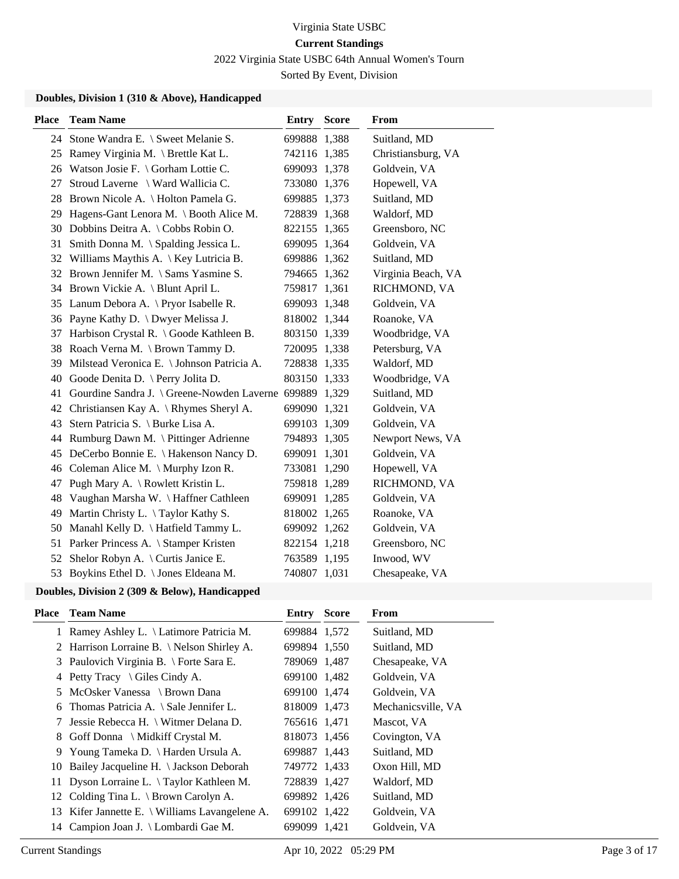Virginia State USBC

**Current Standings**

2022 Virginia State USBC 64th Annual Women's Tourn

Sorted By Event, Division

### Doubles, Division 1 (310 & Above), Handicapped

| Place | Team Name | Entry | Score | From |
|---|---|---|---|---|
| 24 | Stone Wandra E. \ Sweet Melanie S. | 699888 | 1,388 | Suitland, MD |
| 25 | Ramey Virginia M. \ Brettle Kat L. | 742116 | 1,385 | Christiansburg, VA |
| 26 | Watson Josie F. \ Gorham Lottie C. | 699093 | 1,378 | Goldvein, VA |
| 27 | Stroud Laverne \ Ward Wallicia C. | 733080 | 1,376 | Hopewell, VA |
| 28 | Brown Nicole A. \ Holton Pamela G. | 699885 | 1,373 | Suitland, MD |
| 29 | Hagens-Gant Lenora M. \ Booth Alice M. | 728839 | 1,368 | Waldorf, MD |
| 30 | Dobbins Deitra A. \ Cobbs Robin O. | 822155 | 1,365 | Greensboro, NC |
| 31 | Smith Donna M. \ Spalding Jessica L. | 699095 | 1,364 | Goldvein, VA |
| 32 | Williams Maythis A. \ Key Lutricia B. | 699886 | 1,362 | Suitland, MD |
| 32 | Brown Jennifer M. \ Sams Yasmine S. | 794665 | 1,362 | Virginia Beach, VA |
| 34 | Brown Vickie A. \ Blunt April L. | 759817 | 1,361 | RICHMOND, VA |
| 35 | Lanum Debora A. \ Pryor Isabelle R. | 699093 | 1,348 | Goldvein, VA |
| 36 | Payne Kathy D. \ Dwyer Melissa J. | 818002 | 1,344 | Roanoke, VA |
| 37 | Harbison Crystal R. \ Goode Kathleen B. | 803150 | 1,339 | Woodbridge, VA |
| 38 | Roach Verna M. \ Brown Tammy D. | 720095 | 1,338 | Petersburg, VA |
| 39 | Milstead Veronica E. \ Johnson Patricia A. | 728838 | 1,335 | Waldorf, MD |
| 40 | Goode Denita D. \ Perry Jolita D. | 803150 | 1,333 | Woodbridge, VA |
| 41 | Gourdine Sandra J. \ Greene-Nowden Laverne | 699889 | 1,329 | Suitland, MD |
| 42 | Christiansen Kay A. \ Rhymes Sheryl A. | 699090 | 1,321 | Goldvein, VA |
| 43 | Stern Patricia S. \ Burke Lisa A. | 699103 | 1,309 | Goldvein, VA |
| 44 | Rumburg Dawn M. \ Pittinger Adrienne | 794893 | 1,305 | Newport News, VA |
| 45 | DeCerbo Bonnie E. \ Hakenson Nancy D. | 699091 | 1,301 | Goldvein, VA |
| 46 | Coleman Alice M. \ Murphy Izon R. | 733081 | 1,290 | Hopewell, VA |
| 47 | Pugh Mary A. \ Rowlett Kristin L. | 759818 | 1,289 | RICHMOND, VA |
| 48 | Vaughan Marsha W. \ Haffner Cathleen | 699091 | 1,285 | Goldvein, VA |
| 49 | Martin Christy L. \ Taylor Kathy S. | 818002 | 1,265 | Roanoke, VA |
| 50 | Manahl Kelly D. \ Hatfield Tammy L. | 699092 | 1,262 | Goldvein, VA |
| 51 | Parker Princess A. \ Stamper Kristen | 822154 | 1,218 | Greensboro, NC |
| 52 | Shelor Robyn A. \ Curtis Janice E. | 763589 | 1,195 | Inwood, WV |
| 53 | Boykins Ethel D. \ Jones Eldeana M. | 740807 | 1,031 | Chesapeake, VA |

### Doubles, Division 2 (309 & Below), Handicapped

| Place | Team Name | Entry | Score | From |
|---|---|---|---|---|
| 1 | Ramey Ashley L. \ Latimore Patricia M. | 699884 | 1,572 | Suitland, MD |
| 2 | Harrison Lorraine B. \ Nelson Shirley A. | 699894 | 1,550 | Suitland, MD |
| 3 | Paulovich Virginia B. \ Forte Sara E. | 789069 | 1,487 | Chesapeake, VA |
| 4 | Petty Tracy \ Giles Cindy A. | 699100 | 1,482 | Goldvein, VA |
| 5 | McOsker Vanessa \ Brown Dana | 699100 | 1,474 | Goldvein, VA |
| 6 | Thomas Patricia A. \ Sale Jennifer L. | 818009 | 1,473 | Mechanicsville, VA |
| 7 | Jessie Rebecca H. \ Witmer Delana D. | 765616 | 1,471 | Mascot, VA |
| 8 | Goff Donna \ Midkiff Crystal M. | 818073 | 1,456 | Covington, VA |
| 9 | Young Tameka D. \ Harden Ursula A. | 699887 | 1,443 | Suitland, MD |
| 10 | Bailey Jacqueline H. \ Jackson Deborah | 749772 | 1,433 | Oxon Hill, MD |
| 11 | Dyson Lorraine L. \ Taylor Kathleen M. | 728839 | 1,427 | Waldorf, MD |
| 12 | Colding Tina L. \ Brown Carolyn A. | 699892 | 1,426 | Suitland, MD |
| 13 | Kifer Jannette E. \ Williams Lavangelene A. | 699102 | 1,422 | Goldvein, VA |
| 14 | Campion Joan J. \ Lombardi Gae M. | 699099 | 1,421 | Goldvein, VA |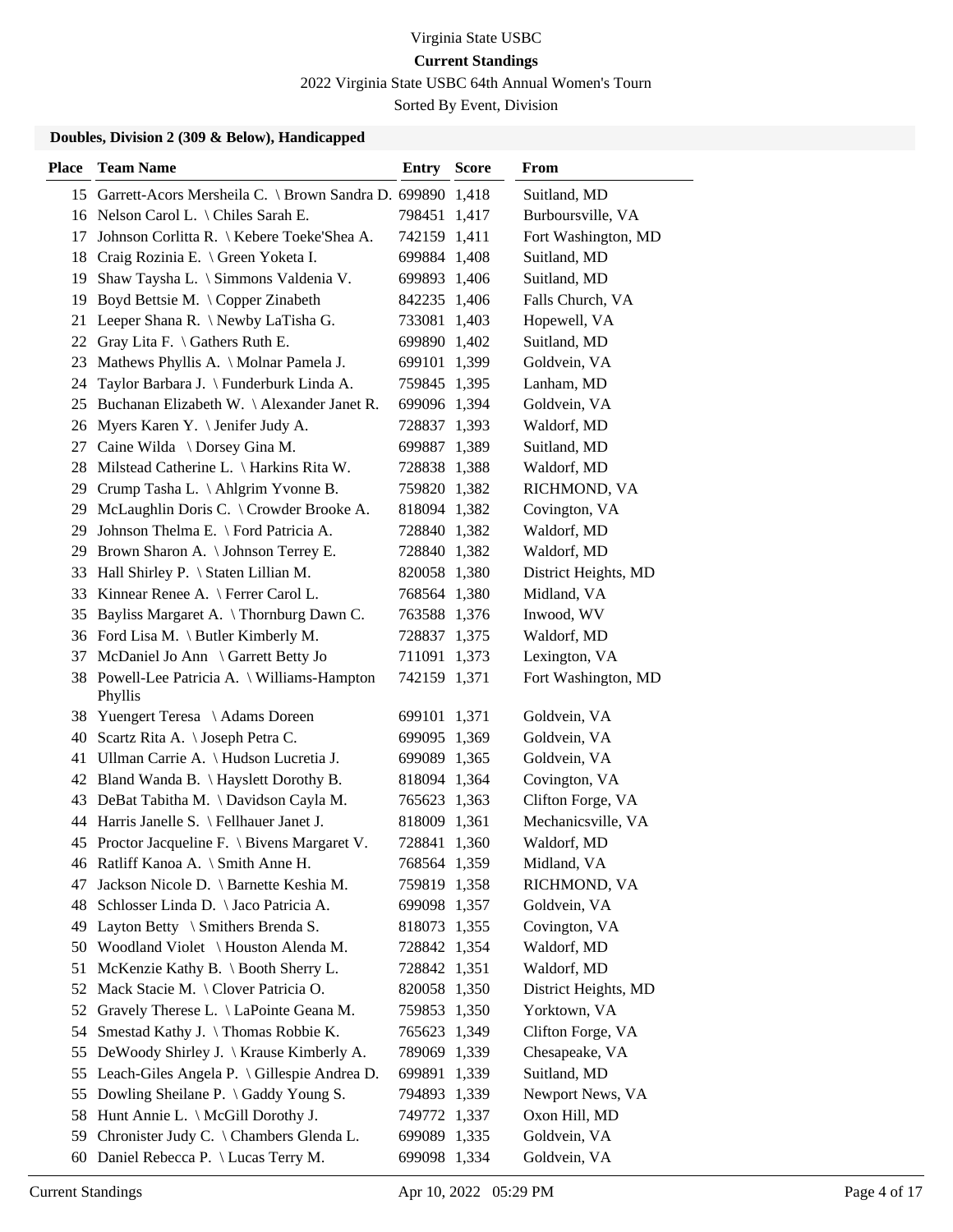Virginia State USBC

**Current Standings**

2022 Virginia State USBC 64th Annual Women's Tourn

Sorted By Event, Division

### Doubles, Division 2 (309 & Below), Handicapped

| Place | Team Name | Entry | Score | From |
|---|---|---|---|---|
| 15 | Garrett-Acors Mersheila C. \ Brown Sandra D. | 699890 | 1,418 | Suitland, MD |
| 16 | Nelson Carol L. \ Chiles Sarah E. | 798451 | 1,417 | Burboursville, VA |
| 17 | Johnson Corlitta R. \ Kebere Toeke'Shea A. | 742159 | 1,411 | Fort Washington, MD |
| 18 | Craig Rozinia E. \ Green Yoketa I. | 699884 | 1,408 | Suitland, MD |
| 19 | Shaw Taysha L. \ Simmons Valdenia V. | 699893 | 1,406 | Suitland, MD |
| 19 | Boyd Bettsie M. \ Copper Zinabeth | 842235 | 1,406 | Falls Church, VA |
| 21 | Leeper Shana R. \ Newby LaTisha G. | 733081 | 1,403 | Hopewell, VA |
| 22 | Gray Lita F. \ Gathers Ruth E. | 699890 | 1,402 | Suitland, MD |
| 23 | Mathews Phyllis A. \ Molnar Pamela J. | 699101 | 1,399 | Goldvein, VA |
| 24 | Taylor Barbara J. \ Funderburk Linda A. | 759845 | 1,395 | Lanham, MD |
| 25 | Buchanan Elizabeth W. \ Alexander Janet R. | 699096 | 1,394 | Goldvein, VA |
| 26 | Myers Karen Y. \ Jenifer Judy A. | 728837 | 1,393 | Waldorf, MD |
| 27 | Caine Wilda \ Dorsey Gina M. | 699887 | 1,389 | Suitland, MD |
| 28 | Milstead Catherine L. \ Harkins Rita W. | 728838 | 1,388 | Waldorf, MD |
| 29 | Crump Tasha L. \ Ahlgrim Yvonne B. | 759820 | 1,382 | RICHMOND, VA |
| 29 | McLaughlin Doris C. \ Crowder Brooke A. | 818094 | 1,382 | Covington, VA |
| 29 | Johnson Thelma E. \ Ford Patricia A. | 728840 | 1,382 | Waldorf, MD |
| 29 | Brown Sharon A. \ Johnson Terrey E. | 728840 | 1,382 | Waldorf, MD |
| 33 | Hall Shirley P. \ Staten Lillian M. | 820058 | 1,380 | District Heights, MD |
| 33 | Kinnear Renee A. \ Ferrer Carol L. | 768564 | 1,380 | Midland, VA |
| 35 | Bayliss Margaret A. \ Thornburg Dawn C. | 763588 | 1,376 | Inwood, WV |
| 36 | Ford Lisa M. \ Butler Kimberly M. | 728837 | 1,375 | Waldorf, MD |
| 37 | McDaniel Jo Ann \ Garrett Betty Jo | 711091 | 1,373 | Lexington, VA |
| 38 | Powell-Lee Patricia A. \ Williams-Hampton Phyllis | 742159 | 1,371 | Fort Washington, MD |
| 38 | Yuengert Teresa \ Adams Doreen | 699101 | 1,371 | Goldvein, VA |
| 40 | Scartz Rita A. \ Joseph Petra C. | 699095 | 1,369 | Goldvein, VA |
| 41 | Ullman Carrie A. \ Hudson Lucretia J. | 699089 | 1,365 | Goldvein, VA |
| 42 | Bland Wanda B. \ Hayslett Dorothy B. | 818094 | 1,364 | Covington, VA |
| 43 | DeBat Tabitha M. \ Davidson Cayla M. | 765623 | 1,363 | Clifton Forge, VA |
| 44 | Harris Janelle S. \ Fellhauer Janet J. | 818009 | 1,361 | Mechanicsville, VA |
| 45 | Proctor Jacqueline F. \ Bivens Margaret V. | 728841 | 1,360 | Waldorf, MD |
| 46 | Ratliff Kanoa A. \ Smith Anne H. | 768564 | 1,359 | Midland, VA |
| 47 | Jackson Nicole D. \ Barnette Keshia M. | 759819 | 1,358 | RICHMOND, VA |
| 48 | Schlosser Linda D. \ Jaco Patricia A. | 699098 | 1,357 | Goldvein, VA |
| 49 | Layton Betty \ Smithers Brenda S. | 818073 | 1,355 | Covington, VA |
| 50 | Woodland Violet \ Houston Alenda M. | 728842 | 1,354 | Waldorf, MD |
| 51 | McKenzie Kathy B. \ Booth Sherry L. | 728842 | 1,351 | Waldorf, MD |
| 52 | Mack Stacie M. \ Clover Patricia O. | 820058 | 1,350 | District Heights, MD |
| 52 | Gravely Therese L. \ LaPointe Geana M. | 759853 | 1,350 | Yorktown, VA |
| 54 | Smestad Kathy J. \ Thomas Robbie K. | 765623 | 1,349 | Clifton Forge, VA |
| 55 | DeWoody Shirley J. \ Krause Kimberly A. | 789069 | 1,339 | Chesapeake, VA |
| 55 | Leach-Giles Angela P. \ Gillespie Andrea D. | 699891 | 1,339 | Suitland, MD |
| 55 | Dowling Sheilane P. \ Gaddy Young S. | 794893 | 1,339 | Newport News, VA |
| 58 | Hunt Annie L. \ McGill Dorothy J. | 749772 | 1,337 | Oxon Hill, MD |
| 59 | Chronister Judy C. \ Chambers Glenda L. | 699089 | 1,335 | Goldvein, VA |
| 60 | Daniel Rebecca P. \ Lucas Terry M. | 699098 | 1,334 | Goldvein, VA |

Current Standings — Apr 10, 2022 05:29 PM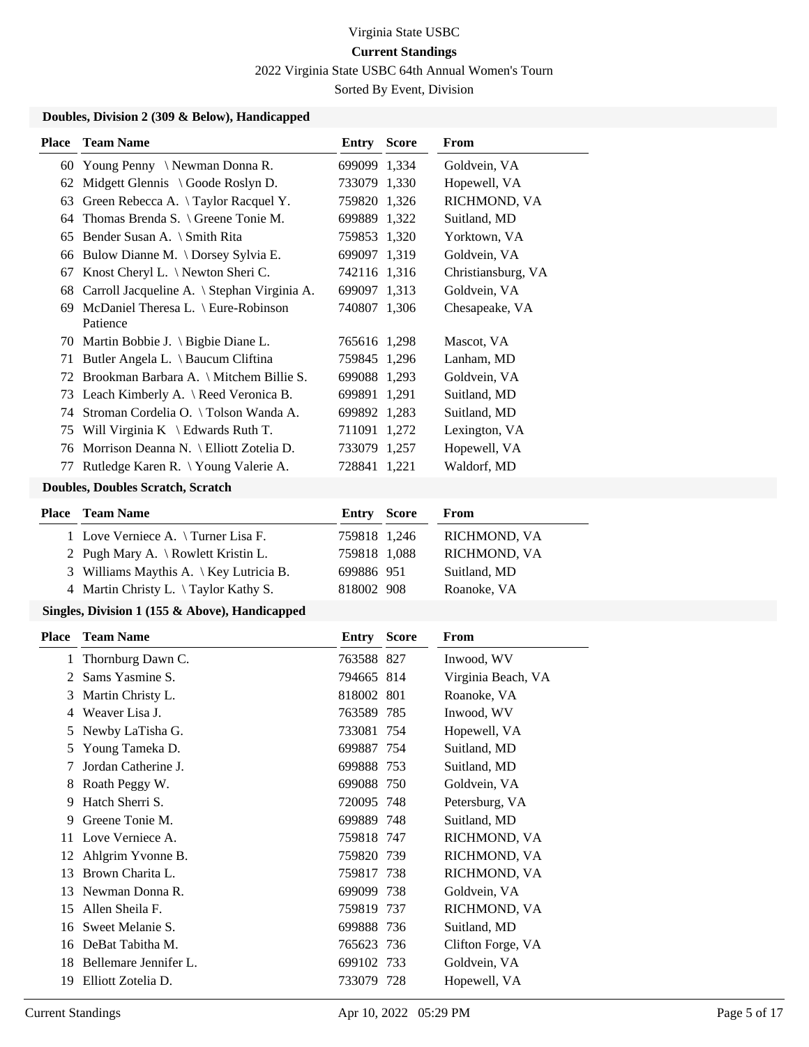Virginia State USBC

**Current Standings**

2022 Virginia State USBC 64th Annual Women's Tourn

Sorted By Event, Division

### Doubles, Division 2 (309 & Below), Handicapped

| Place | Team Name | Entry | Score | From |
|---|---|---|---|---|
| 60 | Young Penny \ Newman Donna R. | 699099 | 1,334 | Goldvein, VA |
| 62 | Midgett Glennis \ Goode Roslyn D. | 733079 | 1,330 | Hopewell, VA |
| 63 | Green Rebecca A. \ Taylor Racquel Y. | 759820 | 1,326 | RICHMOND, VA |
| 64 | Thomas Brenda S. \ Greene Tonie M. | 699889 | 1,322 | Suitland, MD |
| 65 | Bender Susan A. \ Smith Rita | 759853 | 1,320 | Yorktown, VA |
| 66 | Bulow Dianne M. \ Dorsey Sylvia E. | 699097 | 1,319 | Goldvein, VA |
| 67 | Knost Cheryl L. \ Newton Sheri C. | 742116 | 1,316 | Christiansburg, VA |
| 68 | Carroll Jacqueline A. \ Stephan Virginia A. | 699097 | 1,313 | Goldvein, VA |
| 69 | McDaniel Theresa L. \ Eure-Robinson Patience | 740807 | 1,306 | Chesapeake, VA |
| 70 | Martin Bobbie J. \ Bigbie Diane L. | 765616 | 1,298 | Mascot, VA |
| 71 | Butler Angela L. \ Baucum Cliftina | 759845 | 1,296 | Lanham, MD |
| 72 | Brookman Barbara A. \ Mitchem Billie S. | 699088 | 1,293 | Goldvein, VA |
| 73 | Leach Kimberly A. \ Reed Veronica B. | 699891 | 1,291 | Suitland, MD |
| 74 | Stroman Cordelia O. \ Tolson Wanda A. | 699892 | 1,283 | Suitland, MD |
| 75 | Will Virginia K \ Edwards Ruth T. | 711091 | 1,272 | Lexington, VA |
| 76 | Morrison Deanna N. \ Elliott Zotelia D. | 733079 | 1,257 | Hopewell, VA |
| 77 | Rutledge Karen R. \ Young Valerie A. | 728841 | 1,221 | Waldorf, MD |

### Doubles, Doubles Scratch, Scratch

| Place | Team Name | Entry | Score | From |
|---|---|---|---|---|
| 1 | Love Verniece A. \ Turner Lisa F. | 759818 | 1,246 | RICHMOND, VA |
| 2 | Pugh Mary A. \ Rowlett Kristin L. | 759818 | 1,088 | RICHMOND, VA |
| 3 | Williams Maythis A. \ Key Lutricia B. | 699886 | 951 | Suitland, MD |
| 4 | Martin Christy L. \ Taylor Kathy S. | 818002 | 908 | Roanoke, VA |

### Singles, Division 1 (155 & Above), Handicapped

| Place | Team Name | Entry | Score | From |
|---|---|---|---|---|
| 1 | Thornburg Dawn C. | 763588 | 827 | Inwood, WV |
| 2 | Sams Yasmine S. | 794665 | 814 | Virginia Beach, VA |
| 3 | Martin Christy L. | 818002 | 801 | Roanoke, VA |
| 4 | Weaver Lisa J. | 763589 | 785 | Inwood, WV |
| 5 | Newby LaTisha G. | 733081 | 754 | Hopewell, VA |
| 5 | Young Tameka D. | 699887 | 754 | Suitland, MD |
| 7 | Jordan Catherine J. | 699888 | 753 | Suitland, MD |
| 8 | Roath Peggy W. | 699088 | 750 | Goldvein, VA |
| 9 | Hatch Sherri S. | 720095 | 748 | Petersburg, VA |
| 9 | Greene Tonie M. | 699889 | 748 | Suitland, MD |
| 11 | Love Verniece A. | 759818 | 747 | RICHMOND, VA |
| 12 | Ahlgrim Yvonne B. | 759820 | 739 | RICHMOND, VA |
| 13 | Brown Charita L. | 759817 | 738 | RICHMOND, VA |
| 13 | Newman Donna R. | 699099 | 738 | Goldvein, VA |
| 15 | Allen Sheila F. | 759819 | 737 | RICHMOND, VA |
| 16 | Sweet Melanie S. | 699888 | 736 | Suitland, MD |
| 16 | DeBat Tabitha M. | 765623 | 736 | Clifton Forge, VA |
| 18 | Bellemare Jennifer L. | 699102 | 733 | Goldvein, VA |
| 19 | Elliott Zotelia D. | 733079 | 728 | Hopewell, VA |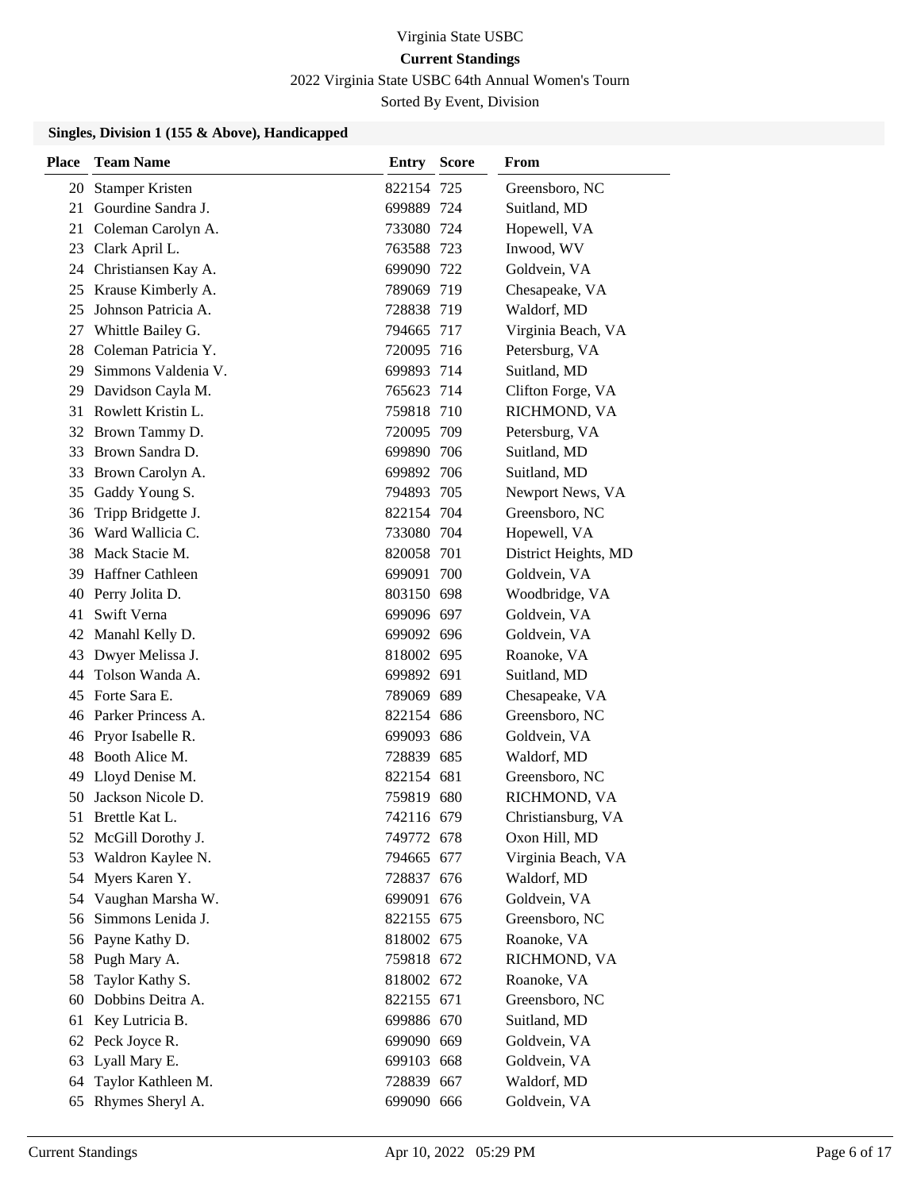Virginia State USBC

**Current Standings**

2022 Virginia State USBC 64th Annual Women's Tourn

Sorted By Event, Division

### Singles, Division 1 (155 & Above), Handicapped

| Place | Team Name | Entry | Score | From |
|---|---|---|---|---|
| 20 | Stamper Kristen | 822154 | 725 | Greensboro, NC |
| 21 | Gourdine Sandra J. | 699889 | 724 | Suitland, MD |
| 21 | Coleman Carolyn A. | 733080 | 724 | Hopewell, VA |
| 23 | Clark April L. | 763588 | 723 | Inwood, WV |
| 24 | Christiansen Kay A. | 699090 | 722 | Goldvein, VA |
| 25 | Krause Kimberly A. | 789069 | 719 | Chesapeake, VA |
| 25 | Johnson Patricia A. | 728838 | 719 | Waldorf, MD |
| 27 | Whittle Bailey G. | 794665 | 717 | Virginia Beach, VA |
| 28 | Coleman Patricia Y. | 720095 | 716 | Petersburg, VA |
| 29 | Simmons Valdenia V. | 699893 | 714 | Suitland, MD |
| 29 | Davidson Cayla M. | 765623 | 714 | Clifton Forge, VA |
| 31 | Rowlett Kristin L. | 759818 | 710 | RICHMOND, VA |
| 32 | Brown Tammy D. | 720095 | 709 | Petersburg, VA |
| 33 | Brown Sandra D. | 699890 | 706 | Suitland, MD |
| 33 | Brown Carolyn A. | 699892 | 706 | Suitland, MD |
| 35 | Gaddy Young S. | 794893 | 705 | Newport News, VA |
| 36 | Tripp Bridgette J. | 822154 | 704 | Greensboro, NC |
| 36 | Ward Wallicia C. | 733080 | 704 | Hopewell, VA |
| 38 | Mack Stacie M. | 820058 | 701 | District Heights, MD |
| 39 | Haffner Cathleen | 699091 | 700 | Goldvein, VA |
| 40 | Perry Jolita D. | 803150 | 698 | Woodbridge, VA |
| 41 | Swift Verna | 699096 | 697 | Goldvein, VA |
| 42 | Manahl Kelly D. | 699092 | 696 | Goldvein, VA |
| 43 | Dwyer Melissa J. | 818002 | 695 | Roanoke, VA |
| 44 | Tolson Wanda A. | 699892 | 691 | Suitland, MD |
| 45 | Forte Sara E. | 789069 | 689 | Chesapeake, VA |
| 46 | Parker Princess A. | 822154 | 686 | Greensboro, NC |
| 46 | Pryor Isabelle R. | 699093 | 686 | Goldvein, VA |
| 48 | Booth Alice M. | 728839 | 685 | Waldorf, MD |
| 49 | Lloyd Denise M. | 822154 | 681 | Greensboro, NC |
| 50 | Jackson Nicole D. | 759819 | 680 | RICHMOND, VA |
| 51 | Brettle Kat L. | 742116 | 679 | Christiansburg, VA |
| 52 | McGill Dorothy J. | 749772 | 678 | Oxon Hill, MD |
| 53 | Waldron Kaylee N. | 794665 | 677 | Virginia Beach, VA |
| 54 | Myers Karen Y. | 728837 | 676 | Waldorf, MD |
| 54 | Vaughan Marsha W. | 699091 | 676 | Goldvein, VA |
| 56 | Simmons Lenida J. | 822155 | 675 | Greensboro, NC |
| 56 | Payne Kathy D. | 818002 | 675 | Roanoke, VA |
| 58 | Pugh Mary A. | 759818 | 672 | RICHMOND, VA |
| 58 | Taylor Kathy S. | 818002 | 672 | Roanoke, VA |
| 60 | Dobbins Deitra A. | 822155 | 671 | Greensboro, NC |
| 61 | Key Lutricia B. | 699886 | 670 | Suitland, MD |
| 62 | Peck Joyce R. | 699090 | 669 | Goldvein, VA |
| 63 | Lyall Mary E. | 699103 | 668 | Goldvein, VA |
| 64 | Taylor Kathleen M. | 728839 | 667 | Waldorf, MD |
| 65 | Rhymes Sheryl A. | 699090 | 666 | Goldvein, VA |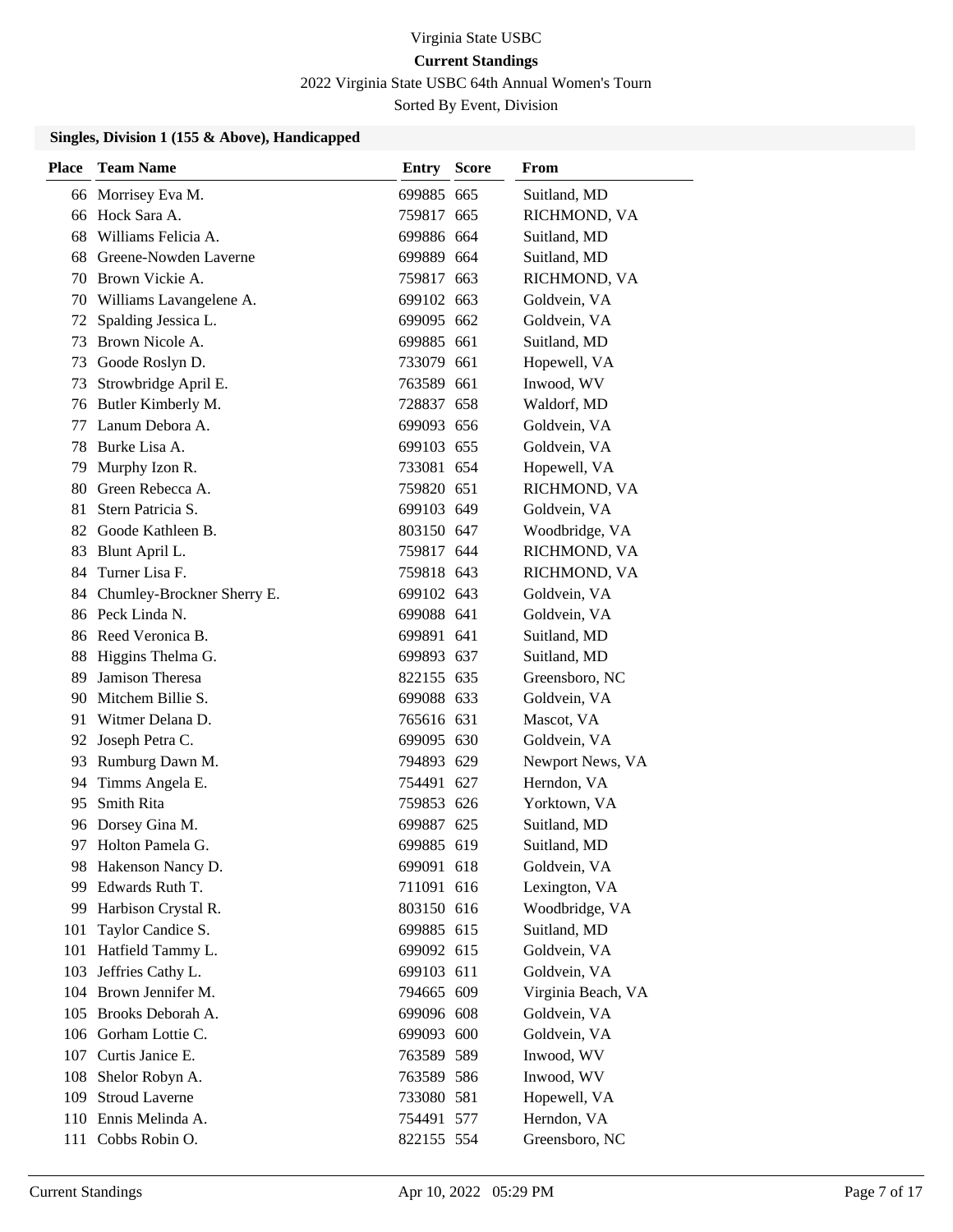Virginia State USBC

**Current Standings**

2022 Virginia State USBC 64th Annual Women's Tourn

Sorted By Event, Division

### Singles, Division 1 (155 & Above), Handicapped

| Place | Team Name | Entry | Score | From |
|---|---|---|---|---|
| 66 | Morrisey Eva M. | 699885 | 665 | Suitland, MD |
| 66 | Hock Sara A. | 759817 | 665 | RICHMOND, VA |
| 68 | Williams Felicia A. | 699886 | 664 | Suitland, MD |
| 68 | Greene-Nowden Laverne | 699889 | 664 | Suitland, MD |
| 70 | Brown Vickie A. | 759817 | 663 | RICHMOND, VA |
| 70 | Williams Lavangelene A. | 699102 | 663 | Goldvein, VA |
| 72 | Spalding Jessica L. | 699095 | 662 | Goldvein, VA |
| 73 | Brown Nicole A. | 699885 | 661 | Suitland, MD |
| 73 | Goode Roslyn D. | 733079 | 661 | Hopewell, VA |
| 73 | Strowbridge April E. | 763589 | 661 | Inwood, WV |
| 76 | Butler Kimberly M. | 728837 | 658 | Waldorf, MD |
| 77 | Lanum Debora A. | 699093 | 656 | Goldvein, VA |
| 78 | Burke Lisa A. | 699103 | 655 | Goldvein, VA |
| 79 | Murphy Izon R. | 733081 | 654 | Hopewell, VA |
| 80 | Green Rebecca A. | 759820 | 651 | RICHMOND, VA |
| 81 | Stern Patricia S. | 699103 | 649 | Goldvein, VA |
| 82 | Goode Kathleen B. | 803150 | 647 | Woodbridge, VA |
| 83 | Blunt April L. | 759817 | 644 | RICHMOND, VA |
| 84 | Turner Lisa F. | 759818 | 643 | RICHMOND, VA |
| 84 | Chumley-Brockner Sherry E. | 699102 | 643 | Goldvein, VA |
| 86 | Peck Linda N. | 699088 | 641 | Goldvein, VA |
| 86 | Reed Veronica B. | 699891 | 641 | Suitland, MD |
| 88 | Higgins Thelma G. | 699893 | 637 | Suitland, MD |
| 89 | Jamison Theresa | 822155 | 635 | Greensboro, NC |
| 90 | Mitchem Billie S. | 699088 | 633 | Goldvein, VA |
| 91 | Witmer Delana D. | 765616 | 631 | Mascot, VA |
| 92 | Joseph Petra C. | 699095 | 630 | Goldvein, VA |
| 93 | Rumburg Dawn M. | 794893 | 629 | Newport News, VA |
| 94 | Timms Angela E. | 754491 | 627 | Herndon, VA |
| 95 | Smith Rita | 759853 | 626 | Yorktown, VA |
| 96 | Dorsey Gina M. | 699887 | 625 | Suitland, MD |
| 97 | Holton Pamela G. | 699885 | 619 | Suitland, MD |
| 98 | Hakenson Nancy D. | 699091 | 618 | Goldvein, VA |
| 99 | Edwards Ruth T. | 711091 | 616 | Lexington, VA |
| 99 | Harbison Crystal R. | 803150 | 616 | Woodbridge, VA |
| 101 | Taylor Candice S. | 699885 | 615 | Suitland, MD |
| 101 | Hatfield Tammy L. | 699092 | 615 | Goldvein, VA |
| 103 | Jeffries Cathy L. | 699103 | 611 | Goldvein, VA |
| 104 | Brown Jennifer M. | 794665 | 609 | Virginia Beach, VA |
| 105 | Brooks Deborah A. | 699096 | 608 | Goldvein, VA |
| 106 | Gorham Lottie C. | 699093 | 600 | Goldvein, VA |
| 107 | Curtis Janice E. | 763589 | 589 | Inwood, WV |
| 108 | Shelor Robyn A. | 763589 | 586 | Inwood, WV |
| 109 | Stroud Laverne | 733080 | 581 | Hopewell, VA |
| 110 | Ennis Melinda A. | 754491 | 577 | Herndon, VA |
| 111 | Cobbs Robin O. | 822155 | 554 | Greensboro, NC |

Current Standings Apr 10, 2022 05:29 PM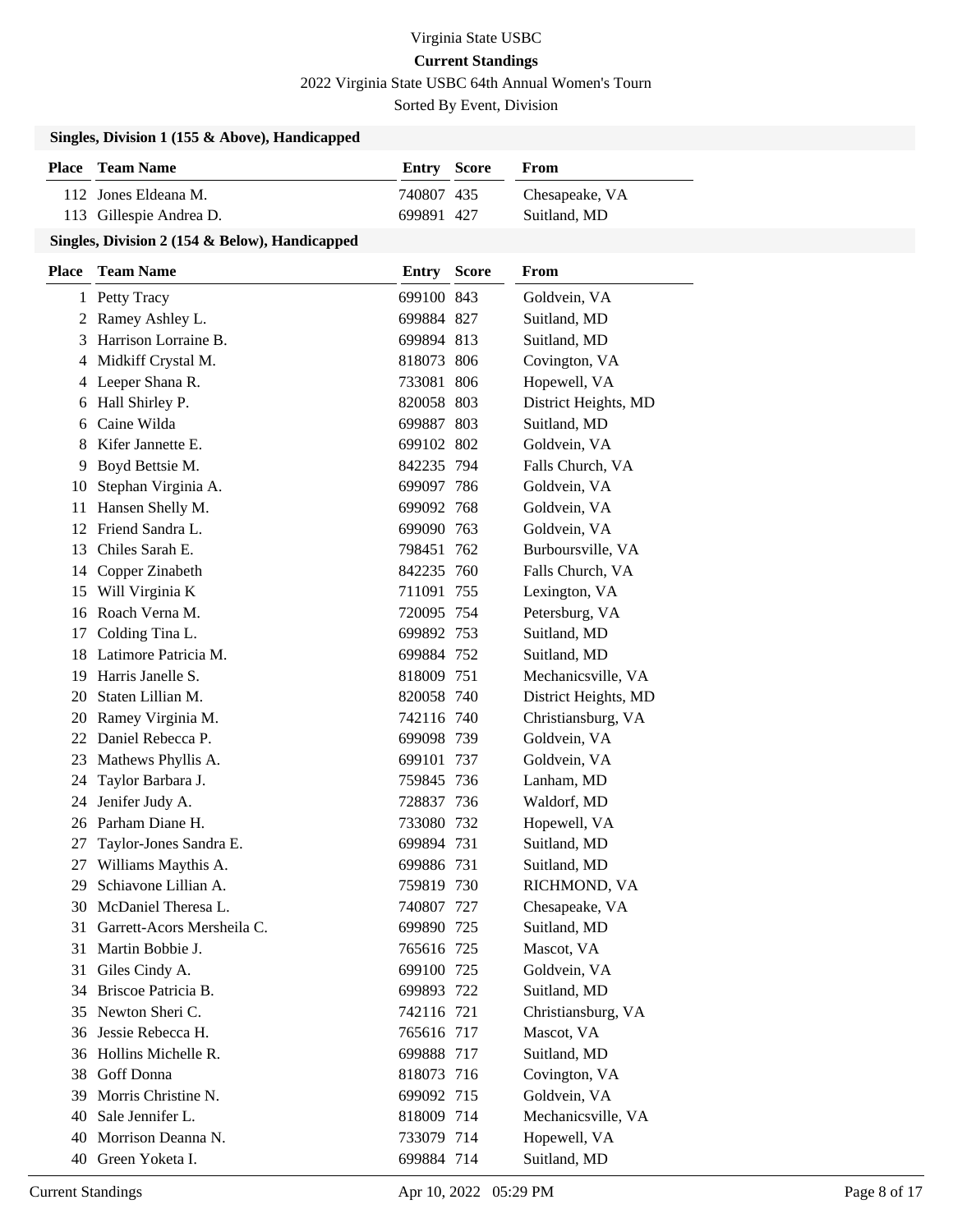Virginia State USBC

**Current Standings**

2022 Virginia State USBC 64th Annual Women's Tourn

Sorted By Event, Division

### Singles, Division 1 (155 & Above), Handicapped

| Place | Team Name | Entry | Score | From |
|---|---|---|---|---|
| 112 | Jones Eldeana M. | 740807 | 435 | Chesapeake, VA |
| 113 | Gillespie Andrea D. | 699891 | 427 | Suitland, MD |

### Singles, Division 2 (154 & Below), Handicapped

| Place | Team Name | Entry | Score | From |
|---|---|---|---|---|
| 1 | Petty Tracy | 699100 | 843 | Goldvein, VA |
| 2 | Ramey Ashley L. | 699884 | 827 | Suitland, MD |
| 3 | Harrison Lorraine B. | 699894 | 813 | Suitland, MD |
| 4 | Midkiff Crystal M. | 818073 | 806 | Covington, VA |
| 4 | Leeper Shana R. | 733081 | 806 | Hopewell, VA |
| 6 | Hall Shirley P. | 820058 | 803 | District Heights, MD |
| 6 | Caine Wilda | 699887 | 803 | Suitland, MD |
| 8 | Kifer Jannette E. | 699102 | 802 | Goldvein, VA |
| 9 | Boyd Bettsie M. | 842235 | 794 | Falls Church, VA |
| 10 | Stephan Virginia A. | 699097 | 786 | Goldvein, VA |
| 11 | Hansen Shelly M. | 699092 | 768 | Goldvein, VA |
| 12 | Friend Sandra L. | 699090 | 763 | Goldvein, VA |
| 13 | Chiles Sarah E. | 798451 | 762 | Burboursville, VA |
| 14 | Copper Zinabeth | 842235 | 760 | Falls Church, VA |
| 15 | Will Virginia K | 711091 | 755 | Lexington, VA |
| 16 | Roach Verna M. | 720095 | 754 | Petersburg, VA |
| 17 | Colding Tina L. | 699892 | 753 | Suitland, MD |
| 18 | Latimore Patricia M. | 699884 | 752 | Suitland, MD |
| 19 | Harris Janelle S. | 818009 | 751 | Mechanicsville, VA |
| 20 | Staten Lillian M. | 820058 | 740 | District Heights, MD |
| 20 | Ramey Virginia M. | 742116 | 740 | Christiansburg, VA |
| 22 | Daniel Rebecca P. | 699098 | 739 | Goldvein, VA |
| 23 | Mathews Phyllis A. | 699101 | 737 | Goldvein, VA |
| 24 | Taylor Barbara J. | 759845 | 736 | Lanham, MD |
| 24 | Jenifer Judy A. | 728837 | 736 | Waldorf, MD |
| 26 | Parham Diane H. | 733080 | 732 | Hopewell, VA |
| 27 | Taylor-Jones Sandra E. | 699894 | 731 | Suitland, MD |
| 27 | Williams Maythis A. | 699886 | 731 | Suitland, MD |
| 29 | Schiavone Lillian A. | 759819 | 730 | RICHMOND, VA |
| 30 | McDaniel Theresa L. | 740807 | 727 | Chesapeake, VA |
| 31 | Garrett-Acors Mersheila C. | 699890 | 725 | Suitland, MD |
| 31 | Martin Bobbie J. | 765616 | 725 | Mascot, VA |
| 31 | Giles Cindy A. | 699100 | 725 | Goldvein, VA |
| 34 | Briscoe Patricia B. | 699893 | 722 | Suitland, MD |
| 35 | Newton Sheri C. | 742116 | 721 | Christiansburg, VA |
| 36 | Jessie Rebecca H. | 765616 | 717 | Mascot, VA |
| 36 | Hollins Michelle R. | 699888 | 717 | Suitland, MD |
| 38 | Goff Donna | 818073 | 716 | Covington, VA |
| 39 | Morris Christine N. | 699092 | 715 | Goldvein, VA |
| 40 | Sale Jennifer L. | 818009 | 714 | Mechanicsville, VA |
| 40 | Morrison Deanna N. | 733079 | 714 | Hopewell, VA |
| 40 | Green Yoketa I. | 699884 | 714 | Suitland, MD |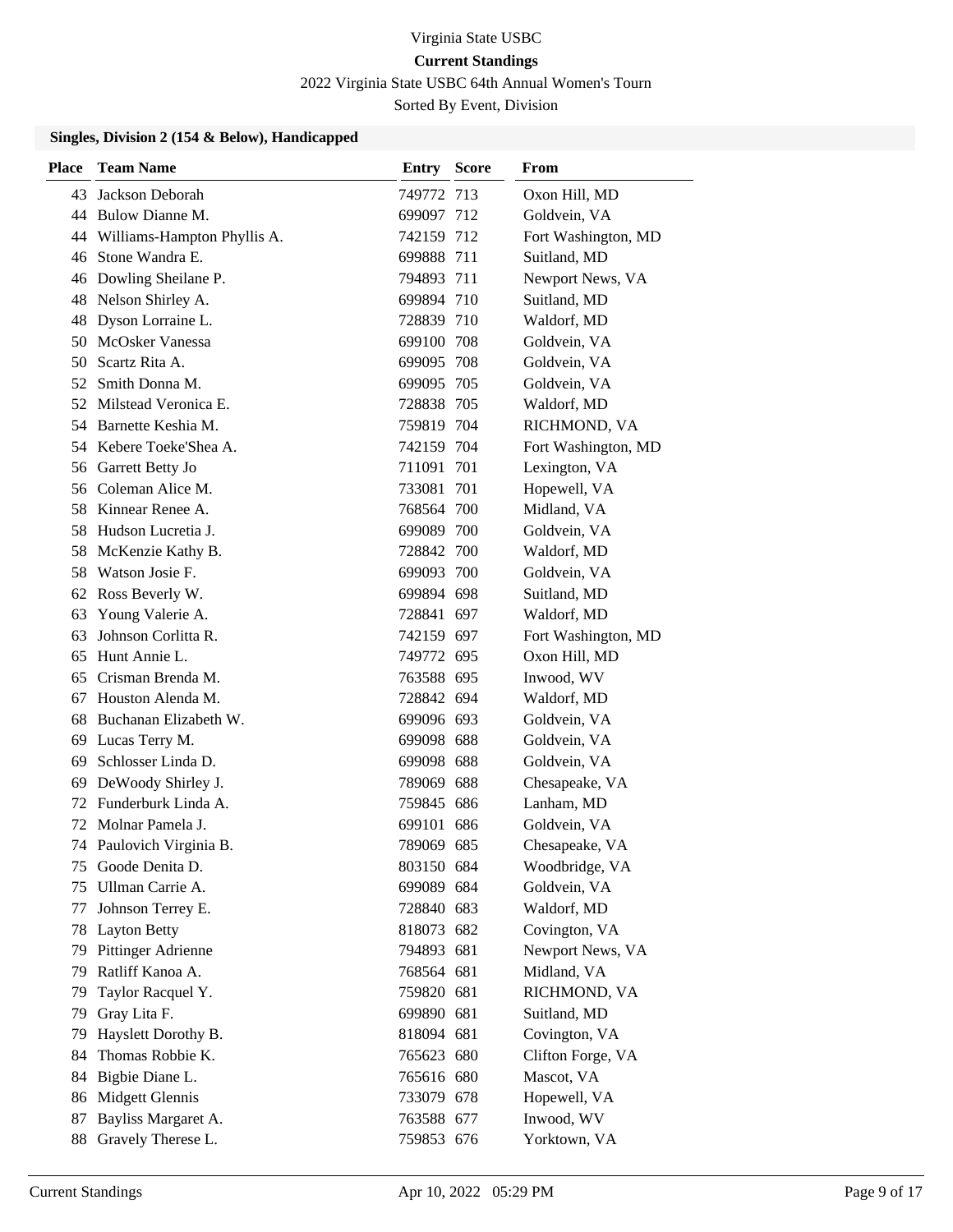Virginia State USBC

**Current Standings**

2022 Virginia State USBC 64th Annual Women's Tourn

Sorted By Event, Division

### Singles, Division 2 (154 & Below), Handicapped

| Place | Team Name | Entry | Score | From |
|---|---|---|---|---|
| 43 | Jackson Deborah | 749772 | 713 | Oxon Hill, MD |
| 44 | Bulow Dianne M. | 699097 | 712 | Goldvein, VA |
| 44 | Williams-Hampton Phyllis A. | 742159 | 712 | Fort Washington, MD |
| 46 | Stone Wandra E. | 699888 | 711 | Suitland, MD |
| 46 | Dowling Sheilane P. | 794893 | 711 | Newport News, VA |
| 48 | Nelson Shirley A. | 699894 | 710 | Suitland, MD |
| 48 | Dyson Lorraine L. | 728839 | 710 | Waldorf, MD |
| 50 | McOsker Vanessa | 699100 | 708 | Goldvein, VA |
| 50 | Scartz Rita A. | 699095 | 708 | Goldvein, VA |
| 52 | Smith Donna M. | 699095 | 705 | Goldvein, VA |
| 52 | Milstead Veronica E. | 728838 | 705 | Waldorf, MD |
| 54 | Barnette Keshia M. | 759819 | 704 | RICHMOND, VA |
| 54 | Kebere Toeke'Shea A. | 742159 | 704 | Fort Washington, MD |
| 56 | Garrett Betty Jo | 711091 | 701 | Lexington, VA |
| 56 | Coleman Alice M. | 733081 | 701 | Hopewell, VA |
| 58 | Kinnear Renee A. | 768564 | 700 | Midland, VA |
| 58 | Hudson Lucretia J. | 699089 | 700 | Goldvein, VA |
| 58 | McKenzie Kathy B. | 728842 | 700 | Waldorf, MD |
| 58 | Watson Josie F. | 699093 | 700 | Goldvein, VA |
| 62 | Ross Beverly W. | 699894 | 698 | Suitland, MD |
| 63 | Young Valerie A. | 728841 | 697 | Waldorf, MD |
| 63 | Johnson Corlitta R. | 742159 | 697 | Fort Washington, MD |
| 65 | Hunt Annie L. | 749772 | 695 | Oxon Hill, MD |
| 65 | Crisman Brenda M. | 763588 | 695 | Inwood, WV |
| 67 | Houston Alenda M. | 728842 | 694 | Waldorf, MD |
| 68 | Buchanan Elizabeth W. | 699096 | 693 | Goldvein, VA |
| 69 | Lucas Terry M. | 699098 | 688 | Goldvein, VA |
| 69 | Schlosser Linda D. | 699098 | 688 | Goldvein, VA |
| 69 | DeWoody Shirley J. | 789069 | 688 | Chesapeake, VA |
| 72 | Funderburk Linda A. | 759845 | 686 | Lanham, MD |
| 72 | Molnar Pamela J. | 699101 | 686 | Goldvein, VA |
| 74 | Paulovich Virginia B. | 789069 | 685 | Chesapeake, VA |
| 75 | Goode Denita D. | 803150 | 684 | Woodbridge, VA |
| 75 | Ullman Carrie A. | 699089 | 684 | Goldvein, VA |
| 77 | Johnson Terrey E. | 728840 | 683 | Waldorf, MD |
| 78 | Layton Betty | 818073 | 682 | Covington, VA |
| 79 | Pittinger Adrienne | 794893 | 681 | Newport News, VA |
| 79 | Ratliff Kanoa A. | 768564 | 681 | Midland, VA |
| 79 | Taylor Racquel Y. | 759820 | 681 | RICHMOND, VA |
| 79 | Gray Lita F. | 699890 | 681 | Suitland, MD |
| 79 | Hayslett Dorothy B. | 818094 | 681 | Covington, VA |
| 84 | Thomas Robbie K. | 765623 | 680 | Clifton Forge, VA |
| 84 | Bigbie Diane L. | 765616 | 680 | Mascot, VA |
| 86 | Midgett Glennis | 733079 | 678 | Hopewell, VA |
| 87 | Bayliss Margaret A. | 763588 | 677 | Inwood, WV |
| 88 | Gravely Therese L. | 759853 | 676 | Yorktown, VA |

Current Standings Apr 10, 2022 05:29 PM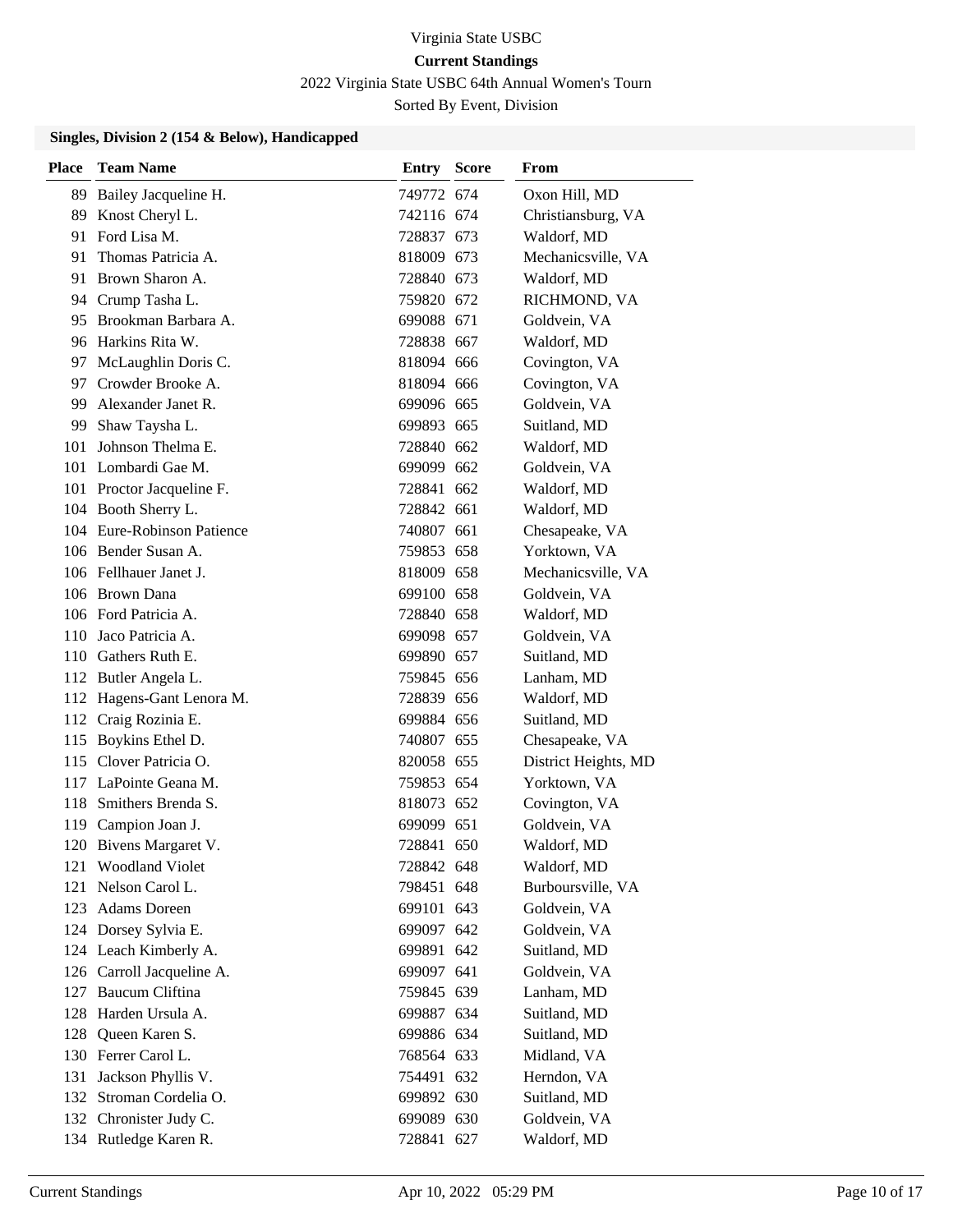Virginia State USBC

**Current Standings**

2022 Virginia State USBC 64th Annual Women's Tourn

Sorted By Event, Division

### Singles, Division 2 (154 & Below), Handicapped

| Place | Team Name | Entry | Score | From |
|---|---|---|---|---|
| 89 | Bailey Jacqueline H. | 749772 | 674 | Oxon Hill, MD |
| 89 | Knost Cheryl L. | 742116 | 674 | Christiansburg, VA |
| 91 | Ford Lisa M. | 728837 | 673 | Waldorf, MD |
| 91 | Thomas Patricia A. | 818009 | 673 | Mechanicsville, VA |
| 91 | Brown Sharon A. | 728840 | 673 | Waldorf, MD |
| 94 | Crump Tasha L. | 759820 | 672 | RICHMOND, VA |
| 95 | Brookman Barbara A. | 699088 | 671 | Goldvein, VA |
| 96 | Harkins Rita W. | 728838 | 667 | Waldorf, MD |
| 97 | McLaughlin Doris C. | 818094 | 666 | Covington, VA |
| 97 | Crowder Brooke A. | 818094 | 666 | Covington, VA |
| 99 | Alexander Janet R. | 699096 | 665 | Goldvein, VA |
| 99 | Shaw Taysha L. | 699893 | 665 | Suitland, MD |
| 101 | Johnson Thelma E. | 728840 | 662 | Waldorf, MD |
| 101 | Lombardi Gae M. | 699099 | 662 | Goldvein, VA |
| 101 | Proctor Jacqueline F. | 728841 | 662 | Waldorf, MD |
| 104 | Booth Sherry L. | 728842 | 661 | Waldorf, MD |
| 104 | Eure-Robinson Patience | 740807 | 661 | Chesapeake, VA |
| 106 | Bender Susan A. | 759853 | 658 | Yorktown, VA |
| 106 | Fellhauer Janet J. | 818009 | 658 | Mechanicsville, VA |
| 106 | Brown Dana | 699100 | 658 | Goldvein, VA |
| 106 | Ford Patricia A. | 728840 | 658 | Waldorf, MD |
| 110 | Jaco Patricia A. | 699098 | 657 | Goldvein, VA |
| 110 | Gathers Ruth E. | 699890 | 657 | Suitland, MD |
| 112 | Butler Angela L. | 759845 | 656 | Lanham, MD |
| 112 | Hagens-Gant Lenora M. | 728839 | 656 | Waldorf, MD |
| 112 | Craig Rozinia E. | 699884 | 656 | Suitland, MD |
| 115 | Boykins Ethel D. | 740807 | 655 | Chesapeake, VA |
| 115 | Clover Patricia O. | 820058 | 655 | District Heights, MD |
| 117 | LaPointe Geana M. | 759853 | 654 | Yorktown, VA |
| 118 | Smithers Brenda S. | 818073 | 652 | Covington, VA |
| 119 | Campion Joan J. | 699099 | 651 | Goldvein, VA |
| 120 | Bivens Margaret V. | 728841 | 650 | Waldorf, MD |
| 121 | Woodland Violet | 728842 | 648 | Waldorf, MD |
| 121 | Nelson Carol L. | 798451 | 648 | Burboursville, VA |
| 123 | Adams Doreen | 699101 | 643 | Goldvein, VA |
| 124 | Dorsey Sylvia E. | 699097 | 642 | Goldvein, VA |
| 124 | Leach Kimberly A. | 699891 | 642 | Suitland, MD |
| 126 | Carroll Jacqueline A. | 699097 | 641 | Goldvein, VA |
| 127 | Baucum Cliftina | 759845 | 639 | Lanham, MD |
| 128 | Harden Ursula A. | 699887 | 634 | Suitland, MD |
| 128 | Queen Karen S. | 699886 | 634 | Suitland, MD |
| 130 | Ferrer Carol L. | 768564 | 633 | Midland, VA |
| 131 | Jackson Phyllis V. | 754491 | 632 | Herndon, VA |
| 132 | Stroman Cordelia O. | 699892 | 630 | Suitland, MD |
| 132 | Chronister Judy C. | 699089 | 630 | Goldvein, VA |
| 134 | Rutledge Karen R. | 728841 | 627 | Waldorf, MD |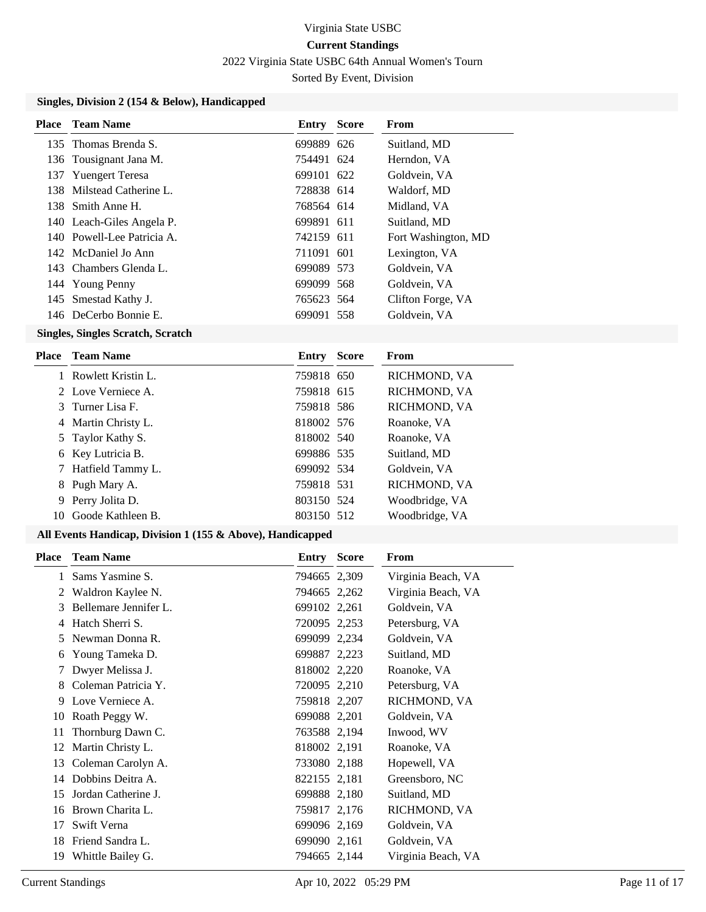Virginia State USBC

**Current Standings**

2022 Virginia State USBC 64th Annual Women's Tourn

Sorted By Event, Division

### Singles, Division 2 (154 & Below), Handicapped

| Place | Team Name | Entry | Score | From |
|---|---|---|---|---|
| 135 | Thomas Brenda S. | 699889 | 626 | Suitland, MD |
| 136 | Tousignant Jana M. | 754491 | 624 | Herndon, VA |
| 137 | Yuengert Teresa | 699101 | 622 | Goldvein, VA |
| 138 | Milstead Catherine L. | 728838 | 614 | Waldorf, MD |
| 138 | Smith Anne H. | 768564 | 614 | Midland, VA |
| 140 | Leach-Giles Angela P. | 699891 | 611 | Suitland, MD |
| 140 | Powell-Lee Patricia A. | 742159 | 611 | Fort Washington, MD |
| 142 | McDaniel Jo Ann | 711091 | 601 | Lexington, VA |
| 143 | Chambers Glenda L. | 699089 | 573 | Goldvein, VA |
| 144 | Young Penny | 699099 | 568 | Goldvein, VA |
| 145 | Smestad Kathy J. | 765623 | 564 | Clifton Forge, VA |
| 146 | DeCerbo Bonnie E. | 699091 | 558 | Goldvein, VA |

### Singles, Singles Scratch, Scratch

| Place | Team Name | Entry | Score | From |
|---|---|---|---|---|
| 1 | Rowlett Kristin L. | 759818 | 650 | RICHMOND, VA |
| 2 | Love Verniece A. | 759818 | 615 | RICHMOND, VA |
| 3 | Turner Lisa F. | 759818 | 586 | RICHMOND, VA |
| 4 | Martin Christy L. | 818002 | 576 | Roanoke, VA |
| 5 | Taylor Kathy S. | 818002 | 540 | Roanoke, VA |
| 6 | Key Lutricia B. | 699886 | 535 | Suitland, MD |
| 7 | Hatfield Tammy L. | 699092 | 534 | Goldvein, VA |
| 8 | Pugh Mary A. | 759818 | 531 | RICHMOND, VA |
| 9 | Perry Jolita D. | 803150 | 524 | Woodbridge, VA |
| 10 | Goode Kathleen B. | 803150 | 512 | Woodbridge, VA |

### All Events Handicap, Division 1 (155 & Above), Handicapped

| Place | Team Name | Entry | Score | From |
|---|---|---|---|---|
| 1 | Sams Yasmine S. | 794665 | 2,309 | Virginia Beach, VA |
| 2 | Waldron Kaylee N. | 794665 | 2,262 | Virginia Beach, VA |
| 3 | Bellemare Jennifer L. | 699102 | 2,261 | Goldvein, VA |
| 4 | Hatch Sherri S. | 720095 | 2,253 | Petersburg, VA |
| 5 | Newman Donna R. | 699099 | 2,234 | Goldvein, VA |
| 6 | Young Tameka D. | 699887 | 2,223 | Suitland, MD |
| 7 | Dwyer Melissa J. | 818002 | 2,220 | Roanoke, VA |
| 8 | Coleman Patricia Y. | 720095 | 2,210 | Petersburg, VA |
| 9 | Love Verniece A. | 759818 | 2,207 | RICHMOND, VA |
| 10 | Roath Peggy W. | 699088 | 2,201 | Goldvein, VA |
| 11 | Thornburg Dawn C. | 763588 | 2,194 | Inwood, WV |
| 12 | Martin Christy L. | 818002 | 2,191 | Roanoke, VA |
| 13 | Coleman Carolyn A. | 733080 | 2,188 | Hopewell, VA |
| 14 | Dobbins Deitra A. | 822155 | 2,181 | Greensboro, NC |
| 15 | Jordan Catherine J. | 699888 | 2,180 | Suitland, MD |
| 16 | Brown Charita L. | 759817 | 2,176 | RICHMOND, VA |
| 17 | Swift Verna | 699096 | 2,169 | Goldvein, VA |
| 18 | Friend Sandra L. | 699090 | 2,161 | Goldvein, VA |
| 19 | Whittle Bailey G. | 794665 | 2,144 | Virginia Beach, VA |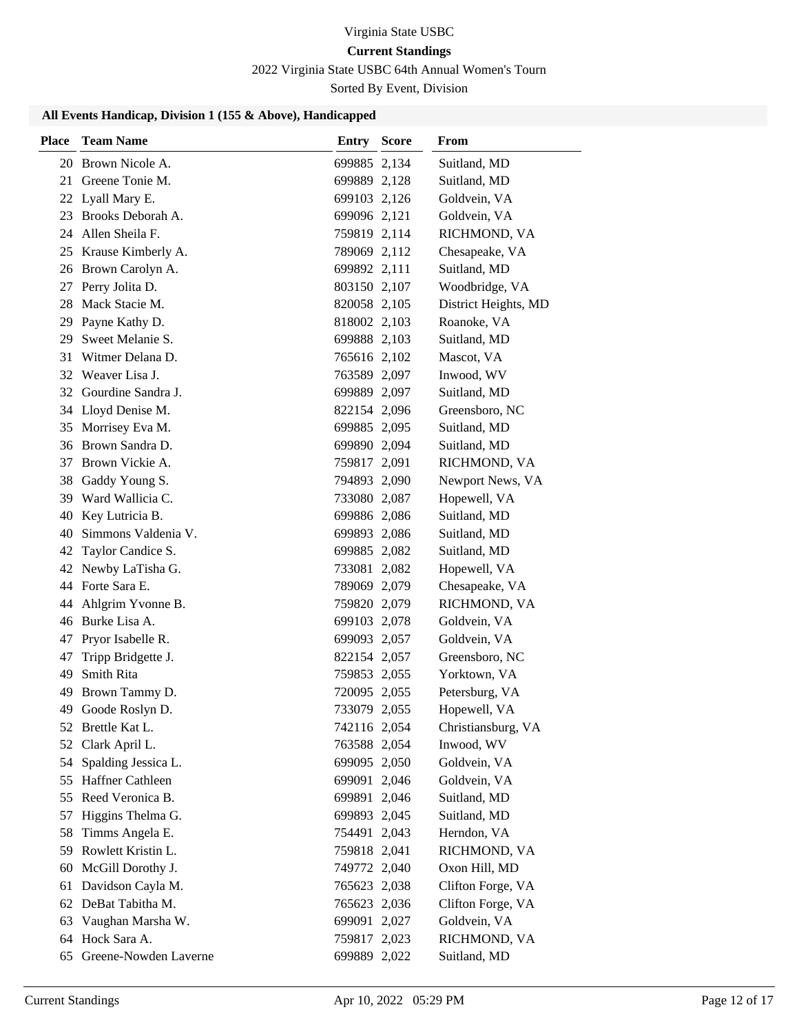Virginia State USBC

**Current Standings**

2022 Virginia State USBC 64th Annual Women's Tourn

Sorted By Event, Division

### All Events Handicap, Division 1 (155 & Above), Handicapped

| Place | Team Name | Entry | Score | From |
|---|---|---|---|---|
| 20 | Brown Nicole A. | 699885 | 2,134 | Suitland, MD |
| 21 | Greene Tonie M. | 699889 | 2,128 | Suitland, MD |
| 22 | Lyall Mary E. | 699103 | 2,126 | Goldvein, VA |
| 23 | Brooks Deborah A. | 699096 | 2,121 | Goldvein, VA |
| 24 | Allen Sheila F. | 759819 | 2,114 | RICHMOND, VA |
| 25 | Krause Kimberly A. | 789069 | 2,112 | Chesapeake, VA |
| 26 | Brown Carolyn A. | 699892 | 2,111 | Suitland, MD |
| 27 | Perry Jolita D. | 803150 | 2,107 | Woodbridge, VA |
| 28 | Mack Stacie M. | 820058 | 2,105 | District Heights, MD |
| 29 | Payne Kathy D. | 818002 | 2,103 | Roanoke, VA |
| 29 | Sweet Melanie S. | 699888 | 2,103 | Suitland, MD |
| 31 | Witmer Delana D. | 765616 | 2,102 | Mascot, VA |
| 32 | Weaver Lisa J. | 763589 | 2,097 | Inwood, WV |
| 32 | Gourdine Sandra J. | 699889 | 2,097 | Suitland, MD |
| 34 | Lloyd Denise M. | 822154 | 2,096 | Greensboro, NC |
| 35 | Morrisey Eva M. | 699885 | 2,095 | Suitland, MD |
| 36 | Brown Sandra D. | 699890 | 2,094 | Suitland, MD |
| 37 | Brown Vickie A. | 759817 | 2,091 | RICHMOND, VA |
| 38 | Gaddy Young S. | 794893 | 2,090 | Newport News, VA |
| 39 | Ward Wallicia C. | 733080 | 2,087 | Hopewell, VA |
| 40 | Key Lutricia B. | 699886 | 2,086 | Suitland, MD |
| 40 | Simmons Valdenia V. | 699893 | 2,086 | Suitland, MD |
| 42 | Taylor Candice S. | 699885 | 2,082 | Suitland, MD |
| 42 | Newby LaTisha G. | 733081 | 2,082 | Hopewell, VA |
| 44 | Forte Sara E. | 789069 | 2,079 | Chesapeake, VA |
| 44 | Ahlgrim Yvonne B. | 759820 | 2,079 | RICHMOND, VA |
| 46 | Burke Lisa A. | 699103 | 2,078 | Goldvein, VA |
| 47 | Pryor Isabelle R. | 699093 | 2,057 | Goldvein, VA |
| 47 | Tripp Bridgette J. | 822154 | 2,057 | Greensboro, NC |
| 49 | Smith Rita | 759853 | 2,055 | Yorktown, VA |
| 49 | Brown Tammy D. | 720095 | 2,055 | Petersburg, VA |
| 49 | Goode Roslyn D. | 733079 | 2,055 | Hopewell, VA |
| 52 | Brettle Kat L. | 742116 | 2,054 | Christiansburg, VA |
| 52 | Clark April L. | 763588 | 2,054 | Inwood, WV |
| 54 | Spalding Jessica L. | 699095 | 2,050 | Goldvein, VA |
| 55 | Haffner Cathleen | 699091 | 2,046 | Goldvein, VA |
| 55 | Reed Veronica B. | 699891 | 2,046 | Suitland, MD |
| 57 | Higgins Thelma G. | 699893 | 2,045 | Suitland, MD |
| 58 | Timms Angela E. | 754491 | 2,043 | Herndon, VA |
| 59 | Rowlett Kristin L. | 759818 | 2,041 | RICHMOND, VA |
| 60 | McGill Dorothy J. | 749772 | 2,040 | Oxon Hill, MD |
| 61 | Davidson Cayla M. | 765623 | 2,038 | Clifton Forge, VA |
| 62 | DeBat Tabitha M. | 765623 | 2,036 | Clifton Forge, VA |
| 63 | Vaughan Marsha W. | 699091 | 2,027 | Goldvein, VA |
| 64 | Hock Sara A. | 759817 | 2,023 | RICHMOND, VA |
| 65 | Greene-Nowden Laverne | 699889 | 2,022 | Suitland, MD |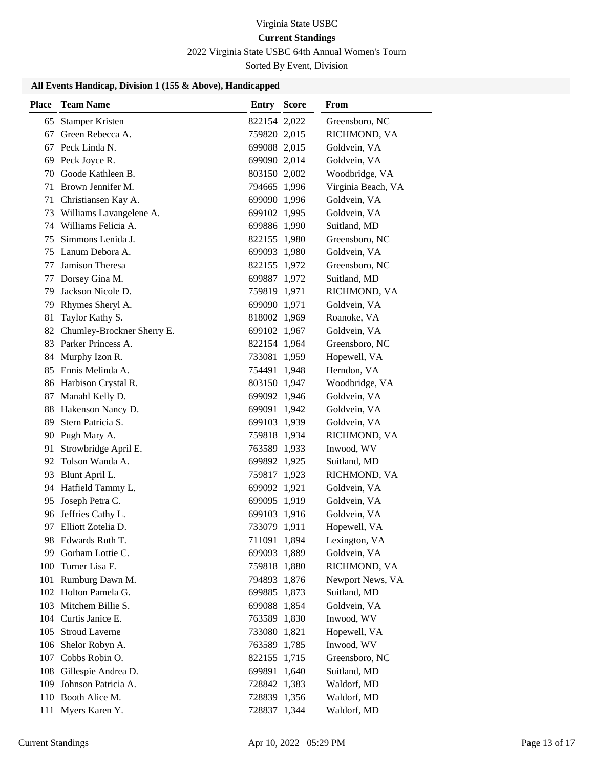Virginia State USBC

**Current Standings**

2022 Virginia State USBC 64th Annual Women's Tourn

Sorted By Event, Division

### All Events Handicap, Division 1 (155 & Above), Handicapped

| Place | Team Name | Entry | Score | From |
|---|---|---|---|---|
| 65 | Stamper Kristen | 822154 | 2,022 | Greensboro, NC |
| 67 | Green Rebecca A. | 759820 | 2,015 | RICHMOND, VA |
| 67 | Peck Linda N. | 699088 | 2,015 | Goldvein, VA |
| 69 | Peck Joyce R. | 699090 | 2,014 | Goldvein, VA |
| 70 | Goode Kathleen B. | 803150 | 2,002 | Woodbridge, VA |
| 71 | Brown Jennifer M. | 794665 | 1,996 | Virginia Beach, VA |
| 71 | Christiansen Kay A. | 699090 | 1,996 | Goldvein, VA |
| 73 | Williams Lavangelene A. | 699102 | 1,995 | Goldvein, VA |
| 74 | Williams Felicia A. | 699886 | 1,990 | Suitland, MD |
| 75 | Simmons Lenida J. | 822155 | 1,980 | Greensboro, NC |
| 75 | Lanum Debora A. | 699093 | 1,980 | Goldvein, VA |
| 77 | Jamison Theresa | 822155 | 1,972 | Greensboro, NC |
| 77 | Dorsey Gina M. | 699887 | 1,972 | Suitland, MD |
| 79 | Jackson Nicole D. | 759819 | 1,971 | RICHMOND, VA |
| 79 | Rhymes Sheryl A. | 699090 | 1,971 | Goldvein, VA |
| 81 | Taylor Kathy S. | 818002 | 1,969 | Roanoke, VA |
| 82 | Chumley-Brockner Sherry E. | 699102 | 1,967 | Goldvein, VA |
| 83 | Parker Princess A. | 822154 | 1,964 | Greensboro, NC |
| 84 | Murphy Izon R. | 733081 | 1,959 | Hopewell, VA |
| 85 | Ennis Melinda A. | 754491 | 1,948 | Herndon, VA |
| 86 | Harbison Crystal R. | 803150 | 1,947 | Woodbridge, VA |
| 87 | Manahl Kelly D. | 699092 | 1,946 | Goldvein, VA |
| 88 | Hakenson Nancy D. | 699091 | 1,942 | Goldvein, VA |
| 89 | Stern Patricia S. | 699103 | 1,939 | Goldvein, VA |
| 90 | Pugh Mary A. | 759818 | 1,934 | RICHMOND, VA |
| 91 | Strowbridge April E. | 763589 | 1,933 | Inwood, WV |
| 92 | Tolson Wanda A. | 699892 | 1,925 | Suitland, MD |
| 93 | Blunt April L. | 759817 | 1,923 | RICHMOND, VA |
| 94 | Hatfield Tammy L. | 699092 | 1,921 | Goldvein, VA |
| 95 | Joseph Petra C. | 699095 | 1,919 | Goldvein, VA |
| 96 | Jeffries Cathy L. | 699103 | 1,916 | Goldvein, VA |
| 97 | Elliott Zotelia D. | 733079 | 1,911 | Hopewell, VA |
| 98 | Edwards Ruth T. | 711091 | 1,894 | Lexington, VA |
| 99 | Gorham Lottie C. | 699093 | 1,889 | Goldvein, VA |
| 100 | Turner Lisa F. | 759818 | 1,880 | RICHMOND, VA |
| 101 | Rumburg Dawn M. | 794893 | 1,876 | Newport News, VA |
| 102 | Holton Pamela G. | 699885 | 1,873 | Suitland, MD |
| 103 | Mitchem Billie S. | 699088 | 1,854 | Goldvein, VA |
| 104 | Curtis Janice E. | 763589 | 1,830 | Inwood, WV |
| 105 | Stroud Laverne | 733080 | 1,821 | Hopewell, VA |
| 106 | Shelor Robyn A. | 763589 | 1,785 | Inwood, WV |
| 107 | Cobbs Robin O. | 822155 | 1,715 | Greensboro, NC |
| 108 | Gillespie Andrea D. | 699891 | 1,640 | Suitland, MD |
| 109 | Johnson Patricia A. | 728842 | 1,383 | Waldorf, MD |
| 110 | Booth Alice M. | 728839 | 1,356 | Waldorf, MD |
| 111 | Myers Karen Y. | 728837 | 1,344 | Waldorf, MD |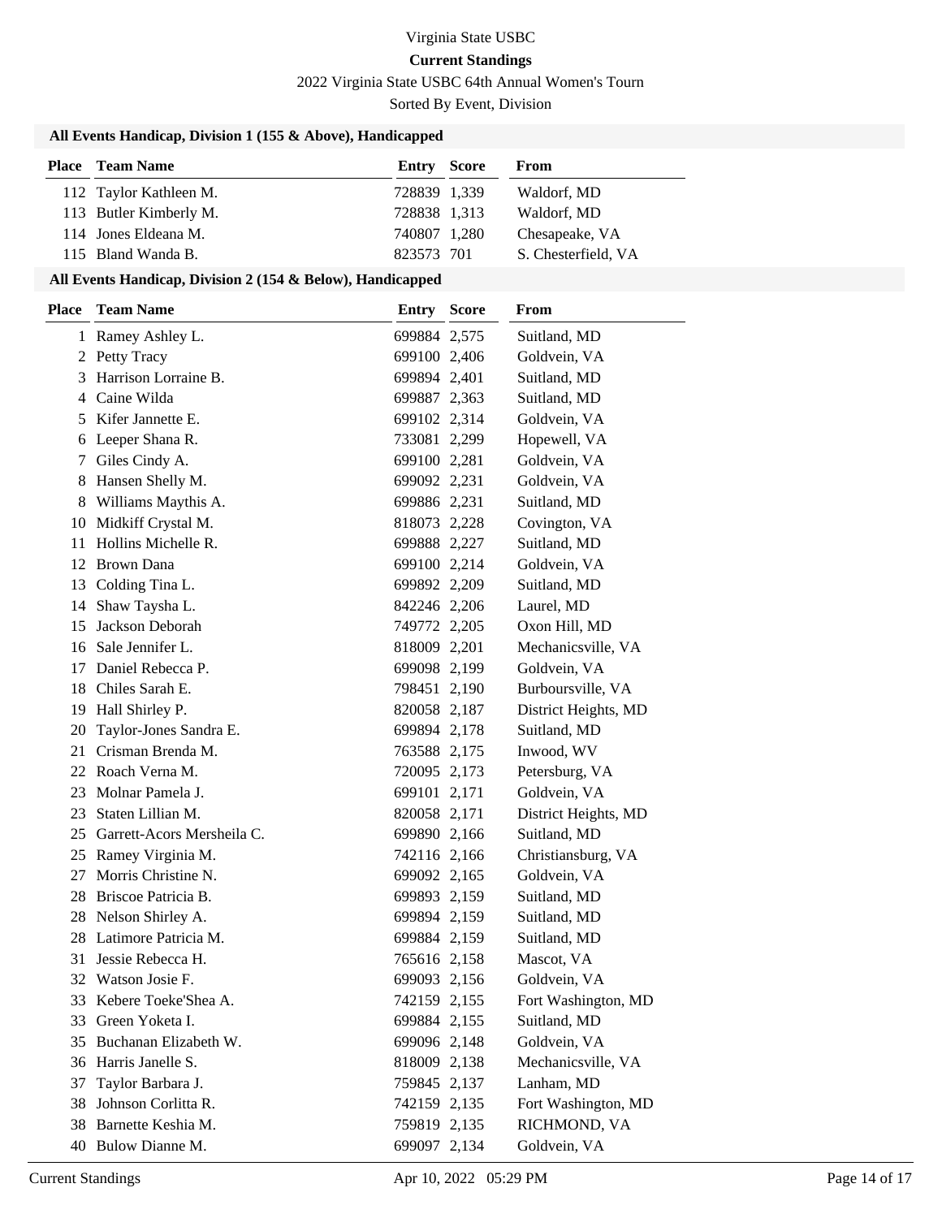# Virginia State USBC

## Current Standings

2022 Virginia State USBC 64th Annual Women's Tourn

Sorted By Event, Division

### All Events Handicap, Division 1 (155 & Above), Handicapped

| Place | Team Name | Entry | Score | From |
|---|---|---|---|---|
| 112 | Taylor Kathleen M. | 728839 | 1,339 | Waldorf, MD |
| 113 | Butler Kimberly M. | 728838 | 1,313 | Waldorf, MD |
| 114 | Jones Eldeana M. | 740807 | 1,280 | Chesapeake, VA |
| 115 | Bland Wanda B. | 823573 | 701 | S. Chesterfield, VA |

### All Events Handicap, Division 2 (154 & Below), Handicapped

| Place | Team Name | Entry | Score | From |
|---|---|---|---|---|
| 1 | Ramey Ashley L. | 699884 | 2,575 | Suitland, MD |
| 2 | Petty Tracy | 699100 | 2,406 | Goldvein, VA |
| 3 | Harrison Lorraine B. | 699894 | 2,401 | Suitland, MD |
| 4 | Caine Wilda | 699887 | 2,363 | Suitland, MD |
| 5 | Kifer Jannette E. | 699102 | 2,314 | Goldvein, VA |
| 6 | Leeper Shana R. | 733081 | 2,299 | Hopewell, VA |
| 7 | Giles Cindy A. | 699100 | 2,281 | Goldvein, VA |
| 8 | Hansen Shelly M. | 699092 | 2,231 | Goldvein, VA |
| 8 | Williams Maythis A. | 699886 | 2,231 | Suitland, MD |
| 10 | Midkiff Crystal M. | 818073 | 2,228 | Covington, VA |
| 11 | Hollins Michelle R. | 699888 | 2,227 | Suitland, MD |
| 12 | Brown Dana | 699100 | 2,214 | Goldvein, VA |
| 13 | Colding Tina L. | 699892 | 2,209 | Suitland, MD |
| 14 | Shaw Taysha L. | 842246 | 2,206 | Laurel, MD |
| 15 | Jackson Deborah | 749772 | 2,205 | Oxon Hill, MD |
| 16 | Sale Jennifer L. | 818009 | 2,201 | Mechanicsville, VA |
| 17 | Daniel Rebecca P. | 699098 | 2,199 | Goldvein, VA |
| 18 | Chiles Sarah E. | 798451 | 2,190 | Burboursville, VA |
| 19 | Hall Shirley P. | 820058 | 2,187 | District Heights, MD |
| 20 | Taylor-Jones Sandra E. | 699894 | 2,178 | Suitland, MD |
| 21 | Crisman Brenda M. | 763588 | 2,175 | Inwood, WV |
| 22 | Roach Verna M. | 720095 | 2,173 | Petersburg, VA |
| 23 | Molnar Pamela J. | 699101 | 2,171 | Goldvein, VA |
| 23 | Staten Lillian M. | 820058 | 2,171 | District Heights, MD |
| 25 | Garrett-Acors Mersheila C. | 699890 | 2,166 | Suitland, MD |
| 25 | Ramey Virginia M. | 742116 | 2,166 | Christiansburg, VA |
| 27 | Morris Christine N. | 699092 | 2,165 | Goldvein, VA |
| 28 | Briscoe Patricia B. | 699893 | 2,159 | Suitland, MD |
| 28 | Nelson Shirley A. | 699894 | 2,159 | Suitland, MD |
| 28 | Latimore Patricia M. | 699884 | 2,159 | Suitland, MD |
| 31 | Jessie Rebecca H. | 765616 | 2,158 | Mascot, VA |
| 32 | Watson Josie F. | 699093 | 2,156 | Goldvein, VA |
| 33 | Kebere Toeke'Shea A. | 742159 | 2,155 | Fort Washington, MD |
| 33 | Green Yoketa I. | 699884 | 2,155 | Suitland, MD |
| 35 | Buchanan Elizabeth W. | 699096 | 2,148 | Goldvein, VA |
| 36 | Harris Janelle S. | 818009 | 2,138 | Mechanicsville, VA |
| 37 | Taylor Barbara J. | 759845 | 2,137 | Lanham, MD |
| 38 | Johnson Corlitta R. | 742159 | 2,135 | Fort Washington, MD |
| 38 | Barnette Keshia M. | 759819 | 2,135 | RICHMOND, VA |
| 40 | Bulow Dianne M. | 699097 | 2,134 | Goldvein, VA |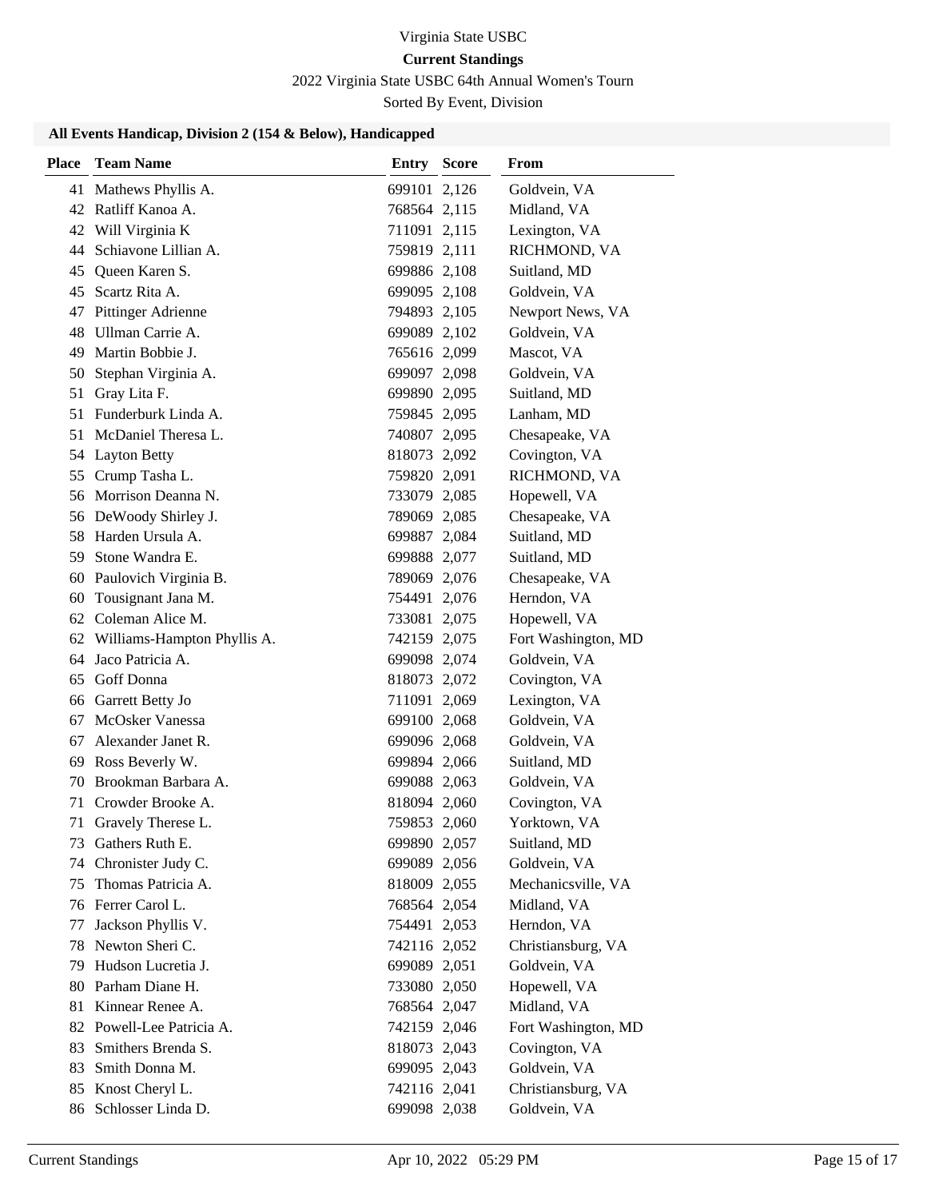Virginia State USBC

**Current Standings**

2022 Virginia State USBC 64th Annual Women's Tourn

Sorted By Event, Division

### All Events Handicap, Division 2 (154 & Below), Handicapped

| Place | Team Name | Entry | Score | From |
|---|---|---|---|---|
| 41 | Mathews Phyllis A. | 699101 | 2,126 | Goldvein, VA |
| 42 | Ratliff Kanoa A. | 768564 | 2,115 | Midland, VA |
| 42 | Will Virginia K | 711091 | 2,115 | Lexington, VA |
| 44 | Schiavone Lillian A. | 759819 | 2,111 | RICHMOND, VA |
| 45 | Queen Karen S. | 699886 | 2,108 | Suitland, MD |
| 45 | Scartz Rita A. | 699095 | 2,108 | Goldvein, VA |
| 47 | Pittinger Adrienne | 794893 | 2,105 | Newport News, VA |
| 48 | Ullman Carrie A. | 699089 | 2,102 | Goldvein, VA |
| 49 | Martin Bobbie J. | 765616 | 2,099 | Mascot, VA |
| 50 | Stephan Virginia A. | 699097 | 2,098 | Goldvein, VA |
| 51 | Gray Lita F. | 699890 | 2,095 | Suitland, MD |
| 51 | Funderburk Linda A. | 759845 | 2,095 | Lanham, MD |
| 51 | McDaniel Theresa L. | 740807 | 2,095 | Chesapeake, VA |
| 54 | Layton Betty | 818073 | 2,092 | Covington, VA |
| 55 | Crump Tasha L. | 759820 | 2,091 | RICHMOND, VA |
| 56 | Morrison Deanna N. | 733079 | 2,085 | Hopewell, VA |
| 56 | DeWoody Shirley J. | 789069 | 2,085 | Chesapeake, VA |
| 58 | Harden Ursula A. | 699887 | 2,084 | Suitland, MD |
| 59 | Stone Wandra E. | 699888 | 2,077 | Suitland, MD |
| 60 | Paulovich Virginia B. | 789069 | 2,076 | Chesapeake, VA |
| 60 | Tousignant Jana M. | 754491 | 2,076 | Herndon, VA |
| 62 | Coleman Alice M. | 733081 | 2,075 | Hopewell, VA |
| 62 | Williams-Hampton Phyllis A. | 742159 | 2,075 | Fort Washington, MD |
| 64 | Jaco Patricia A. | 699098 | 2,074 | Goldvein, VA |
| 65 | Goff Donna | 818073 | 2,072 | Covington, VA |
| 66 | Garrett Betty Jo | 711091 | 2,069 | Lexington, VA |
| 67 | McOsker Vanessa | 699100 | 2,068 | Goldvein, VA |
| 67 | Alexander Janet R. | 699096 | 2,068 | Goldvein, VA |
| 69 | Ross Beverly W. | 699894 | 2,066 | Suitland, MD |
| 70 | Brookman Barbara A. | 699088 | 2,063 | Goldvein, VA |
| 71 | Crowder Brooke A. | 818094 | 2,060 | Covington, VA |
| 71 | Gravely Therese L. | 759853 | 2,060 | Yorktown, VA |
| 73 | Gathers Ruth E. | 699890 | 2,057 | Suitland, MD |
| 74 | Chronister Judy C. | 699089 | 2,056 | Goldvein, VA |
| 75 | Thomas Patricia A. | 818009 | 2,055 | Mechanicsville, VA |
| 76 | Ferrer Carol L. | 768564 | 2,054 | Midland, VA |
| 77 | Jackson Phyllis V. | 754491 | 2,053 | Herndon, VA |
| 78 | Newton Sheri C. | 742116 | 2,052 | Christiansburg, VA |
| 79 | Hudson Lucretia J. | 699089 | 2,051 | Goldvein, VA |
| 80 | Parham Diane H. | 733080 | 2,050 | Hopewell, VA |
| 81 | Kinnear Renee A. | 768564 | 2,047 | Midland, VA |
| 82 | Powell-Lee Patricia A. | 742159 | 2,046 | Fort Washington, MD |
| 83 | Smithers Brenda S. | 818073 | 2,043 | Covington, VA |
| 83 | Smith Donna M. | 699095 | 2,043 | Goldvein, VA |
| 85 | Knost Cheryl L. | 742116 | 2,041 | Christiansburg, VA |
| 86 | Schlosser Linda D. | 699098 | 2,038 | Goldvein, VA |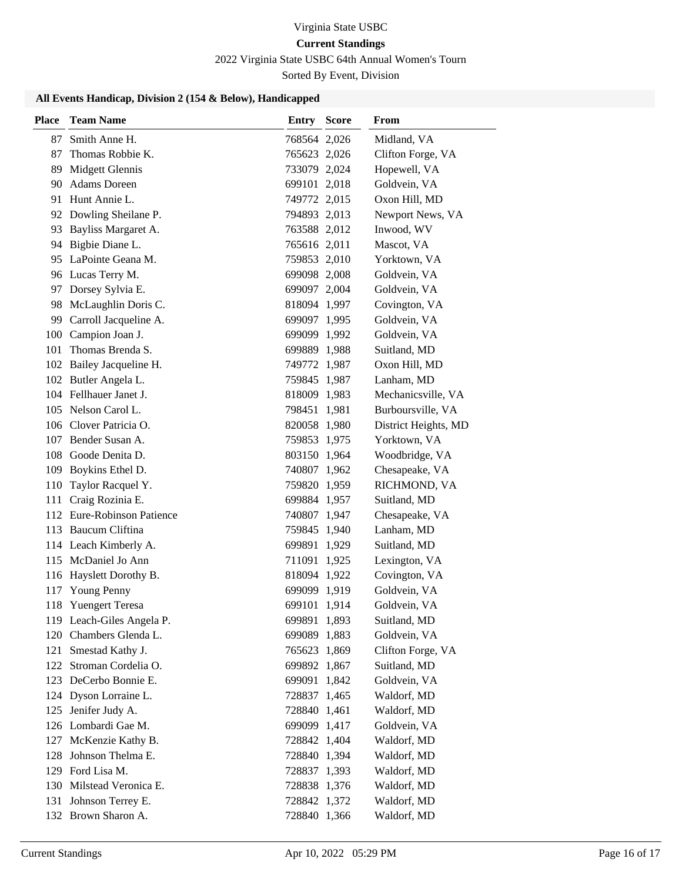Virginia State USBC

**Current Standings**

2022 Virginia State USBC 64th Annual Women's Tourn

Sorted By Event, Division

### All Events Handicap, Division 2 (154 & Below), Handicapped

| Place | Team Name | Entry | Score | From |
|---|---|---|---|---|
| 87 | Smith Anne H. | 768564 | 2,026 | Midland, VA |
| 87 | Thomas Robbie K. | 765623 | 2,026 | Clifton Forge, VA |
| 89 | Midgett Glennis | 733079 | 2,024 | Hopewell, VA |
| 90 | Adams Doreen | 699101 | 2,018 | Goldvein, VA |
| 91 | Hunt Annie L. | 749772 | 2,015 | Oxon Hill, MD |
| 92 | Dowling Sheilane P. | 794893 | 2,013 | Newport News, VA |
| 93 | Bayliss Margaret A. | 763588 | 2,012 | Inwood, WV |
| 94 | Bigbie Diane L. | 765616 | 2,011 | Mascot, VA |
| 95 | LaPointe Geana M. | 759853 | 2,010 | Yorktown, VA |
| 96 | Lucas Terry M. | 699098 | 2,008 | Goldvein, VA |
| 97 | Dorsey Sylvia E. | 699097 | 2,004 | Goldvein, VA |
| 98 | McLaughlin Doris C. | 818094 | 1,997 | Covington, VA |
| 99 | Carroll Jacqueline A. | 699097 | 1,995 | Goldvein, VA |
| 100 | Campion Joan J. | 699099 | 1,992 | Goldvein, VA |
| 101 | Thomas Brenda S. | 699889 | 1,988 | Suitland, MD |
| 102 | Bailey Jacqueline H. | 749772 | 1,987 | Oxon Hill, MD |
| 102 | Butler Angela L. | 759845 | 1,987 | Lanham, MD |
| 104 | Fellhauer Janet J. | 818009 | 1,983 | Mechanicsville, VA |
| 105 | Nelson Carol L. | 798451 | 1,981 | Burboursville, VA |
| 106 | Clover Patricia O. | 820058 | 1,980 | District Heights, MD |
| 107 | Bender Susan A. | 759853 | 1,975 | Yorktown, VA |
| 108 | Goode Denita D. | 803150 | 1,964 | Woodbridge, VA |
| 109 | Boykins Ethel D. | 740807 | 1,962 | Chesapeake, VA |
| 110 | Taylor Racquel Y. | 759820 | 1,959 | RICHMOND, VA |
| 111 | Craig Rozinia E. | 699884 | 1,957 | Suitland, MD |
| 112 | Eure-Robinson Patience | 740807 | 1,947 | Chesapeake, VA |
| 113 | Baucum Cliftina | 759845 | 1,940 | Lanham, MD |
| 114 | Leach Kimberly A. | 699891 | 1,929 | Suitland, MD |
| 115 | McDaniel Jo Ann | 711091 | 1,925 | Lexington, VA |
| 116 | Hayslett Dorothy B. | 818094 | 1,922 | Covington, VA |
| 117 | Young Penny | 699099 | 1,919 | Goldvein, VA |
| 118 | Yuengert Teresa | 699101 | 1,914 | Goldvein, VA |
| 119 | Leach-Giles Angela P. | 699891 | 1,893 | Suitland, MD |
| 120 | Chambers Glenda L. | 699089 | 1,883 | Goldvein, VA |
| 121 | Smestad Kathy J. | 765623 | 1,869 | Clifton Forge, VA |
| 122 | Stroman Cordelia O. | 699892 | 1,867 | Suitland, MD |
| 123 | DeCerbo Bonnie E. | 699091 | 1,842 | Goldvein, VA |
| 124 | Dyson Lorraine L. | 728837 | 1,465 | Waldorf, MD |
| 125 | Jenifer Judy A. | 728840 | 1,461 | Waldorf, MD |
| 126 | Lombardi Gae M. | 699099 | 1,417 | Goldvein, VA |
| 127 | McKenzie Kathy B. | 728842 | 1,404 | Waldorf, MD |
| 128 | Johnson Thelma E. | 728840 | 1,394 | Waldorf, MD |
| 129 | Ford Lisa M. | 728837 | 1,393 | Waldorf, MD |
| 130 | Milstead Veronica E. | 728838 | 1,376 | Waldorf, MD |
| 131 | Johnson Terrey E. | 728842 | 1,372 | Waldorf, MD |
| 132 | Brown Sharon A. | 728840 | 1,366 | Waldorf, MD |

Current Standings Apr 10, 2022 05:29 PM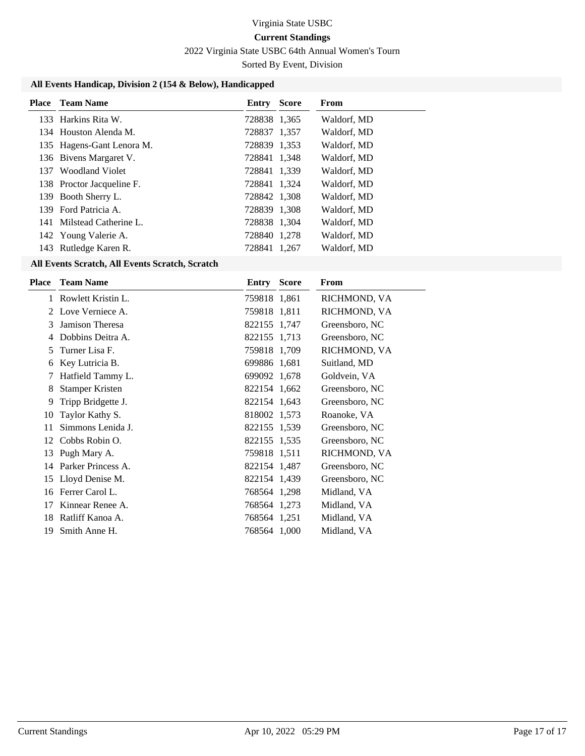Virginia State USBC

**Current Standings**

2022 Virginia State USBC 64th Annual Women's Tourn

Sorted By Event, Division

### All Events Handicap, Division 2 (154 & Below), Handicapped

| Place | Team Name | Entry | Score | From |
|---|---|---|---|---|
| 133 | Harkins Rita W. | 728838 | 1,365 | Waldorf, MD |
| 134 | Houston Alenda M. | 728837 | 1,357 | Waldorf, MD |
| 135 | Hagens-Gant Lenora M. | 728839 | 1,353 | Waldorf, MD |
| 136 | Bivens Margaret V. | 728841 | 1,348 | Waldorf, MD |
| 137 | Woodland Violet | 728841 | 1,339 | Waldorf, MD |
| 138 | Proctor Jacqueline F. | 728841 | 1,324 | Waldorf, MD |
| 139 | Booth Sherry L. | 728842 | 1,308 | Waldorf, MD |
| 139 | Ford Patricia A. | 728839 | 1,308 | Waldorf, MD |
| 141 | Milstead Catherine L. | 728838 | 1,304 | Waldorf, MD |
| 142 | Young Valerie A. | 728840 | 1,278 | Waldorf, MD |
| 143 | Rutledge Karen R. | 728841 | 1,267 | Waldorf, MD |

### All Events Scratch, All Events Scratch, Scratch

| Place | Team Name | Entry | Score | From |
|---|---|---|---|---|
| 1 | Rowlett Kristin L. | 759818 | 1,861 | RICHMOND, VA |
| 2 | Love Verniece A. | 759818 | 1,811 | RICHMOND, VA |
| 3 | Jamison Theresa | 822155 | 1,747 | Greensboro, NC |
| 4 | Dobbins Deitra A. | 822155 | 1,713 | Greensboro, NC |
| 5 | Turner Lisa F. | 759818 | 1,709 | RICHMOND, VA |
| 6 | Key Lutricia B. | 699886 | 1,681 | Suitland, MD |
| 7 | Hatfield Tammy L. | 699092 | 1,678 | Goldvein, VA |
| 8 | Stamper Kristen | 822154 | 1,662 | Greensboro, NC |
| 9 | Tripp Bridgette J. | 822154 | 1,643 | Greensboro, NC |
| 10 | Taylor Kathy S. | 818002 | 1,573 | Roanoke, VA |
| 11 | Simmons Lenida J. | 822155 | 1,539 | Greensboro, NC |
| 12 | Cobbs Robin O. | 822155 | 1,535 | Greensboro, NC |
| 13 | Pugh Mary A. | 759818 | 1,511 | RICHMOND, VA |
| 14 | Parker Princess A. | 822154 | 1,487 | Greensboro, NC |
| 15 | Lloyd Denise M. | 822154 | 1,439 | Greensboro, NC |
| 16 | Ferrer Carol L. | 768564 | 1,298 | Midland, VA |
| 17 | Kinnear Renee A. | 768564 | 1,273 | Midland, VA |
| 18 | Ratliff Kanoa A. | 768564 | 1,251 | Midland, VA |
| 19 | Smith Anne H. | 768564 | 1,000 | Midland, VA |